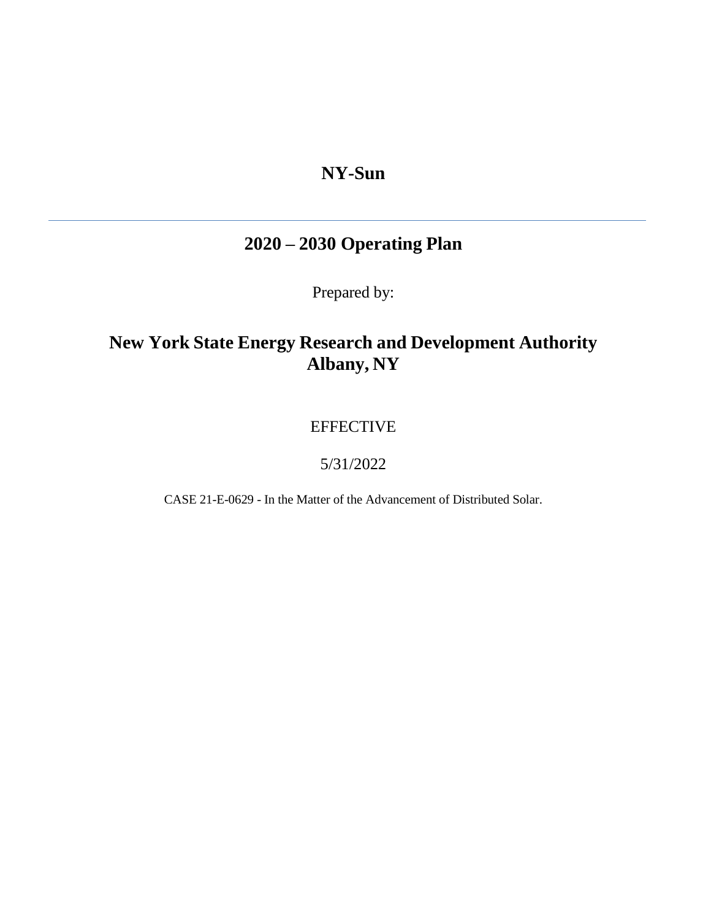# NY-Sun

---

## 2020 – 2030 Operating Plan

Prepared by:

## New York State Energy Research and Development Authority Albany, NY

EFFECTIVE

5/31/2022

CASE 21-E-0629 - In the Matter of the Advancement of Distributed Solar.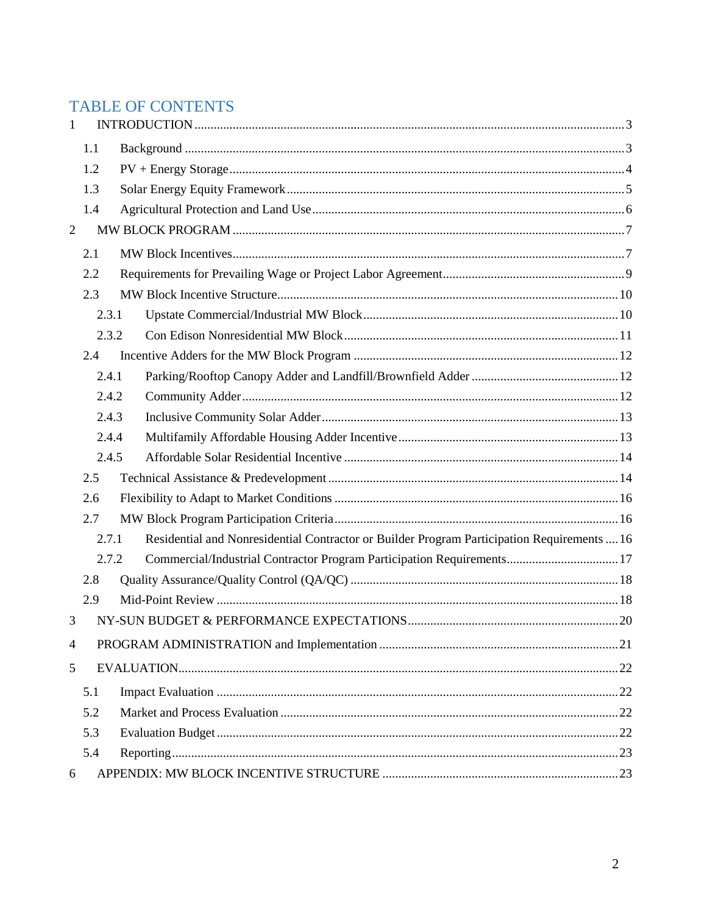# TABLE OF CONTENTS

1 INTRODUCTION ..... 3

- 1.1 Background ..... 3
- 1.2 PV + Energy Storage ..... 4
- 1.3 Solar Energy Equity Framework ..... 5
- 1.4 Agricultural Protection and Land Use ..... 6

2 MW BLOCK PROGRAM ..... 7

- 2.1 MW Block Incentives ..... 7
- 2.2 Requirements for Prevailing Wage or Project Labor Agreement ..... 9
- 2.3 MW Block Incentive Structure ..... 10
  - 2.3.1 Upstate Commercial/Industrial MW Block ..... 10
  - 2.3.2 Con Edison Nonresidential MW Block ..... 11
- 2.4 Incentive Adders for the MW Block Program ..... 12
  - 2.4.1 Parking/Rooftop Canopy Adder and Landfill/Brownfield Adder ..... 12
  - 2.4.2 Community Adder ..... 12
  - 2.4.3 Inclusive Community Solar Adder ..... 13
  - 2.4.4 Multifamily Affordable Housing Adder Incentive ..... 13
  - 2.4.5 Affordable Solar Residential Incentive ..... 14
- 2.5 Technical Assistance & Predevelopment ..... 14
- 2.6 Flexibility to Adapt to Market Conditions ..... 16
- 2.7 MW Block Program Participation Criteria ..... 16
  - 2.7.1 Residential and Nonresidential Contractor or Builder Program Participation Requirements ..... 16
  - 2.7.2 Commercial/Industrial Contractor Program Participation Requirements ..... 17
- 2.8 Quality Assurance/Quality Control (QA/QC) ..... 18
- 2.9 Mid-Point Review ..... 18

3 NY-SUN BUDGET & PERFORMANCE EXPECTATIONS ..... 20

4 PROGRAM ADMINISTRATION and Implementation ..... 21

5 EVALUATION ..... 22

- 5.1 Impact Evaluation ..... 22
- 5.2 Market and Process Evaluation ..... 22
- 5.3 Evaluation Budget ..... 22
- 5.4 Reporting ..... 23

6 APPENDIX: MW BLOCK INCENTIVE STRUCTURE ..... 23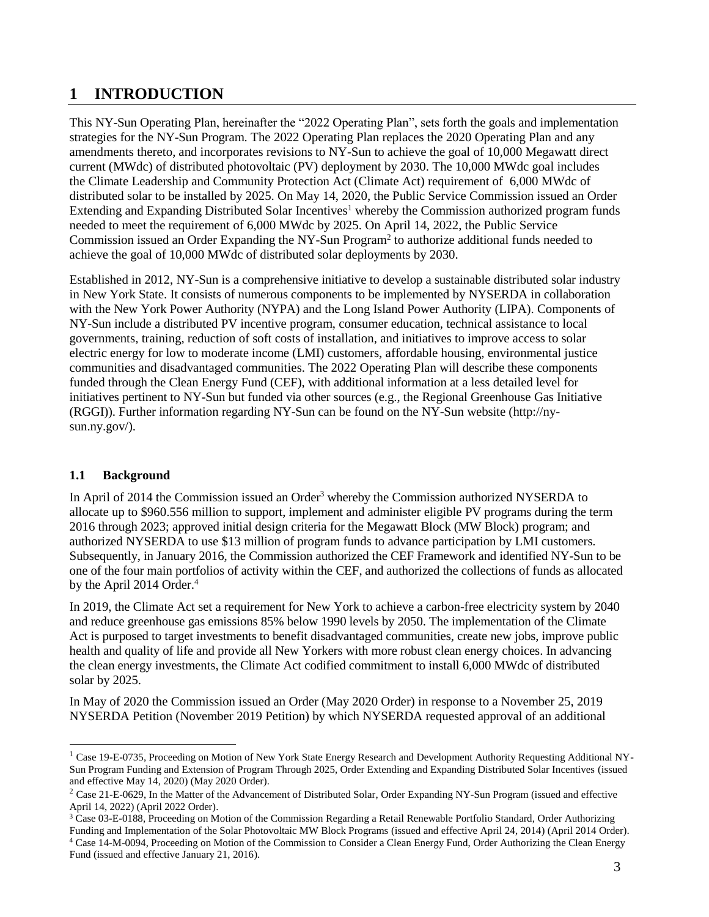# 1 INTRODUCTION

This NY-Sun Operating Plan, hereinafter the "2022 Operating Plan", sets forth the goals and implementation strategies for the NY-Sun Program. The 2022 Operating Plan replaces the 2020 Operating Plan and any amendments thereto, and incorporates revisions to NY-Sun to achieve the goal of 10,000 Megawatt direct current (MWdc) of distributed photovoltaic (PV) deployment by 2030. The 10,000 MWdc goal includes the Climate Leadership and Community Protection Act (Climate Act) requirement of 6,000 MWdc of distributed solar to be installed by 2025. On May 14, 2020, the Public Service Commission issued an Order Extending and Expanding Distributed Solar Incentives[1] whereby the Commission authorized program funds needed to meet the requirement of 6,000 MWdc by 2025. On April 14, 2022, the Public Service Commission issued an Order Expanding the NY-Sun Program[2] to authorize additional funds needed to achieve the goal of 10,000 MWdc of distributed solar deployments by 2030.

Established in 2012, NY-Sun is a comprehensive initiative to develop a sustainable distributed solar industry in New York State. It consists of numerous components to be implemented by NYSERDA in collaboration with the New York Power Authority (NYPA) and the Long Island Power Authority (LIPA). Components of NY-Sun include a distributed PV incentive program, consumer education, technical assistance to local governments, training, reduction of soft costs of installation, and initiatives to improve access to solar electric energy for low to moderate income (LMI) customers, affordable housing, environmental justice communities and disadvantaged communities. The 2022 Operating Plan will describe these components funded through the Clean Energy Fund (CEF), with additional information at a less detailed level for initiatives pertinent to NY-Sun but funded via other sources (e.g., the Regional Greenhouse Gas Initiative (RGGI)). Further information regarding NY-Sun can be found on the NY-Sun website (http://ny-sun.ny.gov/).

## 1.1 Background

In April of 2014 the Commission issued an Order[3] whereby the Commission authorized NYSERDA to allocate up to $960.556 million to support, implement and administer eligible PV programs during the term 2016 through 2023; approved initial design criteria for the Megawatt Block (MW Block) program; and authorized NYSERDA to use $13 million of program funds to advance participation by LMI customers. Subsequently, in January 2016, the Commission authorized the CEF Framework and identified NY-Sun to be one of the four main portfolios of activity within the CEF, and authorized the collections of funds as allocated by the April 2014 Order.[4]

In 2019, the Climate Act set a requirement for New York to achieve a carbon-free electricity system by 2040 and reduce greenhouse gas emissions 85% below 1990 levels by 2050. The implementation of the Climate Act is purposed to target investments to benefit disadvantaged communities, create new jobs, improve public health and quality of life and provide all New Yorkers with more robust clean energy choices. In advancing the clean energy investments, the Climate Act codified commitment to install 6,000 MWdc of distributed solar by 2025.

In May of 2020 the Commission issued an Order (May 2020 Order) in response to a November 25, 2019 NYSERDA Petition (November 2019 Petition) by which NYSERDA requested approval of an additional

---

[1] Case 19-E-0735, Proceeding on Motion of New York State Energy Research and Development Authority Requesting Additional NY-Sun Program Funding and Extension of Program Through 2025, Order Extending and Expanding Distributed Solar Incentives (issued and effective May 14, 2020) (May 2020 Order).

[2] Case 21-E-0629, In the Matter of the Advancement of Distributed Solar, Order Expanding NY-Sun Program (issued and effective April 14, 2022) (April 2022 Order).

[3] Case 03-E-0188, Proceeding on Motion of the Commission Regarding a Retail Renewable Portfolio Standard, Order Authorizing Funding and Implementation of the Solar Photovoltaic MW Block Programs (issued and effective April 24, 2014) (April 2014 Order).

[4] Case 14-M-0094, Proceeding on Motion of the Commission to Consider a Clean Energy Fund, Order Authorizing the Clean Energy Fund (issued and effective January 21, 2016).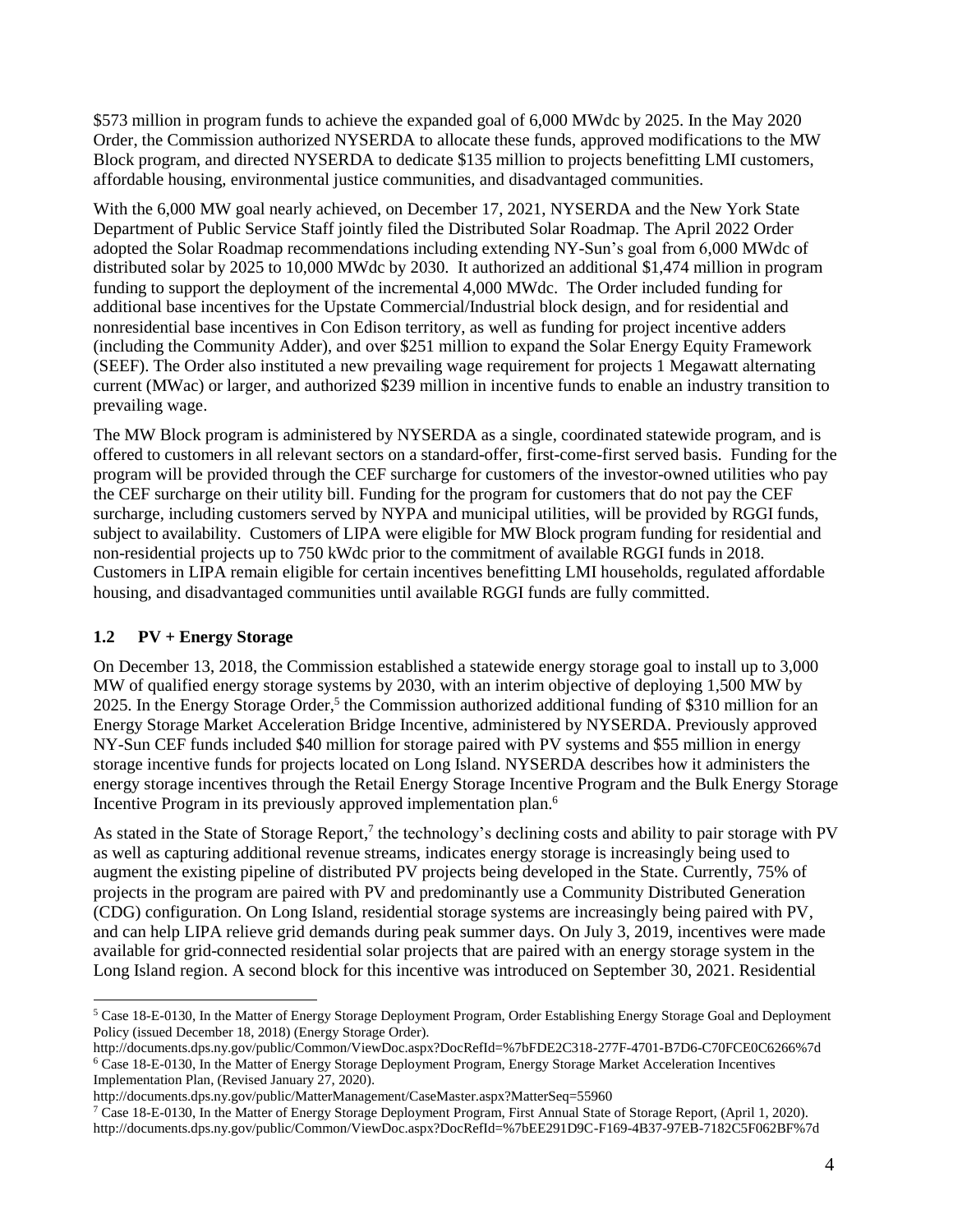$573 million in program funds to achieve the expanded goal of 6,000 MWdc by 2025. In the May 2020 Order, the Commission authorized NYSERDA to allocate these funds, approved modifications to the MW Block program, and directed NYSERDA to dedicate $135 million to projects benefitting LMI customers, affordable housing, environmental justice communities, and disadvantaged communities.

With the 6,000 MW goal nearly achieved, on December 17, 2021, NYSERDA and the New York State Department of Public Service Staff jointly filed the Distributed Solar Roadmap. The April 2022 Order adopted the Solar Roadmap recommendations including extending NY-Sun's goal from 6,000 MWdc of distributed solar by 2025 to 10,000 MWdc by 2030. It authorized an additional $1,474 million in program funding to support the deployment of the incremental 4,000 MWdc. The Order included funding for additional base incentives for the Upstate Commercial/Industrial block design, and for residential and nonresidential base incentives in Con Edison territory, as well as funding for project incentive adders (including the Community Adder), and over $251 million to expand the Solar Energy Equity Framework (SEEF). The Order also instituted a new prevailing wage requirement for projects 1 Megawatt alternating current (MWac) or larger, and authorized $239 million in incentive funds to enable an industry transition to prevailing wage.

The MW Block program is administered by NYSERDA as a single, coordinated statewide program, and is offered to customers in all relevant sectors on a standard-offer, first-come-first served basis. Funding for the program will be provided through the CEF surcharge for customers of the investor-owned utilities who pay the CEF surcharge on their utility bill. Funding for the program for customers that do not pay the CEF surcharge, including customers served by NYPA and municipal utilities, will be provided by RGGI funds, subject to availability. Customers of LIPA were eligible for MW Block program funding for residential and non-residential projects up to 750 kWdc prior to the commitment of available RGGI funds in 2018. Customers in LIPA remain eligible for certain incentives benefitting LMI households, regulated affordable housing, and disadvantaged communities until available RGGI funds are fully committed.

### 1.2 PV + Energy Storage

On December 13, 2018, the Commission established a statewide energy storage goal to install up to 3,000 MW of qualified energy storage systems by 2030, with an interim objective of deploying 1,500 MW by 2025. In the Energy Storage Order,[5] the Commission authorized additional funding of $310 million for an Energy Storage Market Acceleration Bridge Incentive, administered by NYSERDA. Previously approved NY-Sun CEF funds included $40 million for storage paired with PV systems and $55 million in energy storage incentive funds for projects located on Long Island. NYSERDA describes how it administers the energy storage incentives through the Retail Energy Storage Incentive Program and the Bulk Energy Storage Incentive Program in its previously approved implementation plan.[6]

As stated in the State of Storage Report,[7] the technology's declining costs and ability to pair storage with PV as well as capturing additional revenue streams, indicates energy storage is increasingly being used to augment the existing pipeline of distributed PV projects being developed in the State. Currently, 75% of projects in the program are paired with PV and predominantly use a Community Distributed Generation (CDG) configuration. On Long Island, residential storage systems are increasingly being paired with PV, and can help LIPA relieve grid demands during peak summer days. On July 3, 2019, incentives were made available for grid-connected residential solar projects that are paired with an energy storage system in the Long Island region. A second block for this incentive was introduced on September 30, 2021. Residential

---

[5] Case 18-E-0130, In the Matter of Energy Storage Deployment Program, Order Establishing Energy Storage Goal and Deployment Policy (issued December 18, 2018) (Energy Storage Order).
http://documents.dps.ny.gov/public/Common/ViewDoc.aspx?DocRefId=%7bFDE2C318-277F-4701-B7D6-C70FCE0C6266%7d

[6] Case 18-E-0130, In the Matter of Energy Storage Deployment Program, Energy Storage Market Acceleration Incentives Implementation Plan, (Revised January 27, 2020).
http://documents.dps.ny.gov/public/MatterManagement/CaseMaster.aspx?MatterSeq=55960

[7] Case 18-E-0130, In the Matter of Energy Storage Deployment Program, First Annual State of Storage Report, (April 1, 2020).
http://documents.dps.ny.gov/public/Common/ViewDoc.aspx?DocRefId=%7bEE291D9C-F169-4B37-97EB-7182C5F062BF%7d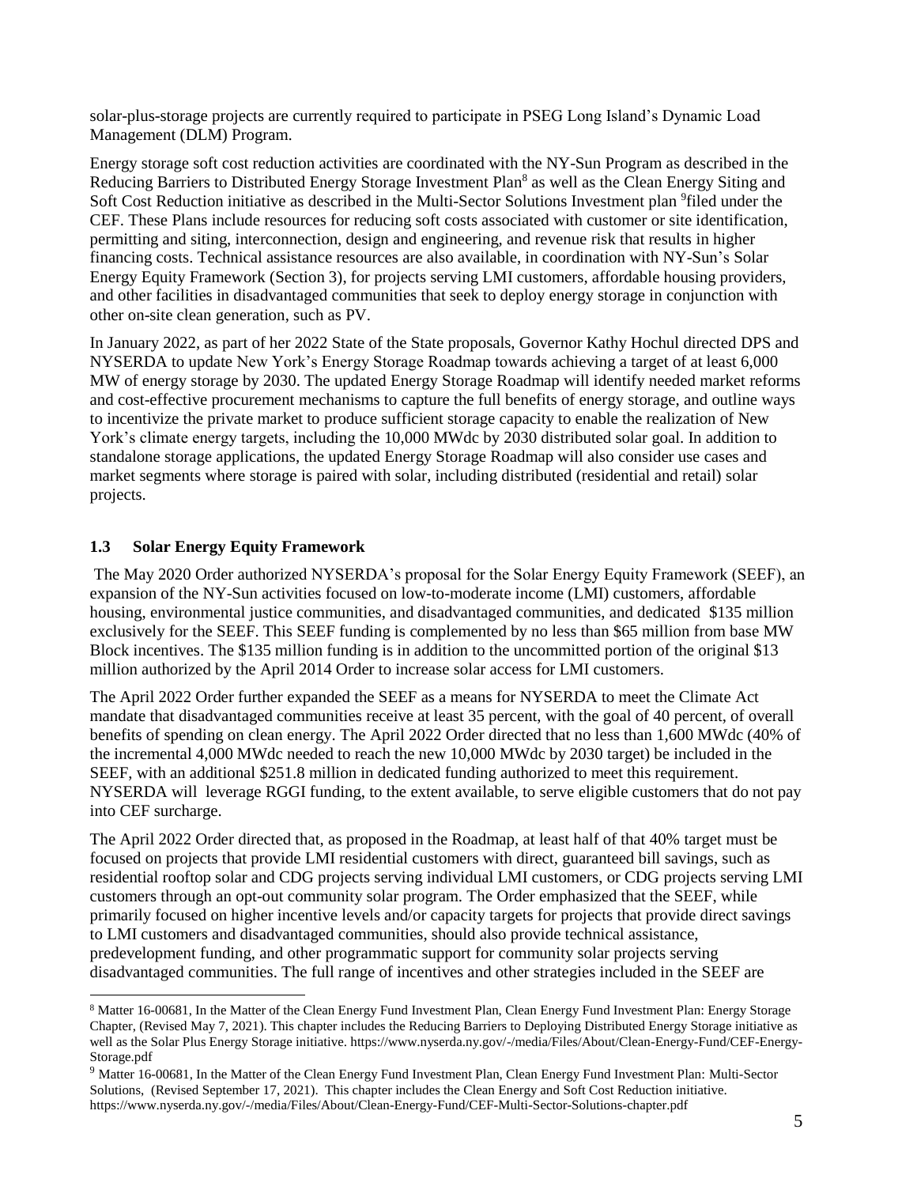solar-plus-storage projects are currently required to participate in PSEG Long Island's Dynamic Load Management (DLM) Program.

Energy storage soft cost reduction activities are coordinated with the NY-Sun Program as described in the Reducing Barriers to Distributed Energy Storage Investment Plan[8] as well as the Clean Energy Siting and Soft Cost Reduction initiative as described in the Multi-Sector Solutions Investment plan [9]filed under the CEF. These Plans include resources for reducing soft costs associated with customer or site identification, permitting and siting, interconnection, design and engineering, and revenue risk that results in higher financing costs. Technical assistance resources are also available, in coordination with NY-Sun's Solar Energy Equity Framework (Section 3), for projects serving LMI customers, affordable housing providers, and other facilities in disadvantaged communities that seek to deploy energy storage in conjunction with other on-site clean generation, such as PV.

In January 2022, as part of her 2022 State of the State proposals, Governor Kathy Hochul directed DPS and NYSERDA to update New York's Energy Storage Roadmap towards achieving a target of at least 6,000 MW of energy storage by 2030. The updated Energy Storage Roadmap will identify needed market reforms and cost-effective procurement mechanisms to capture the full benefits of energy storage, and outline ways to incentivize the private market to produce sufficient storage capacity to enable the realization of New York's climate energy targets, including the 10,000 MWdc by 2030 distributed solar goal. In addition to standalone storage applications, the updated Energy Storage Roadmap will also consider use cases and market segments where storage is paired with solar, including distributed (residential and retail) solar projects.

### 1.3 Solar Energy Equity Framework

The May 2020 Order authorized NYSERDA's proposal for the Solar Energy Equity Framework (SEEF), an expansion of the NY-Sun activities focused on low-to-moderate income (LMI) customers, affordable housing, environmental justice communities, and disadvantaged communities, and dedicated $135 million exclusively for the SEEF. This SEEF funding is complemented by no less than $65 million from base MW Block incentives. The $135 million funding is in addition to the uncommitted portion of the original $13 million authorized by the April 2014 Order to increase solar access for LMI customers.

The April 2022 Order further expanded the SEEF as a means for NYSERDA to meet the Climate Act mandate that disadvantaged communities receive at least 35 percent, with the goal of 40 percent, of overall benefits of spending on clean energy. The April 2022 Order directed that no less than 1,600 MWdc (40% of the incremental 4,000 MWdc needed to reach the new 10,000 MWdc by 2030 target) be included in the SEEF, with an additional $251.8 million in dedicated funding authorized to meet this requirement. NYSERDA will leverage RGGI funding, to the extent available, to serve eligible customers that do not pay into CEF surcharge.

The April 2022 Order directed that, as proposed in the Roadmap, at least half of that 40% target must be focused on projects that provide LMI residential customers with direct, guaranteed bill savings, such as residential rooftop solar and CDG projects serving individual LMI customers, or CDG projects serving LMI customers through an opt-out community solar program. The Order emphasized that the SEEF, while primarily focused on higher incentive levels and/or capacity targets for projects that provide direct savings to LMI customers and disadvantaged communities, should also provide technical assistance, predevelopment funding, and other programmatic support for community solar projects serving disadvantaged communities. The full range of incentives and other strategies included in the SEEF are

---

[8] Matter 16-00681, In the Matter of the Clean Energy Fund Investment Plan, Clean Energy Fund Investment Plan: Energy Storage Chapter, (Revised May 7, 2021). This chapter includes the Reducing Barriers to Deploying Distributed Energy Storage initiative as well as the Solar Plus Energy Storage initiative. https://www.nyserda.ny.gov/-/media/Files/About/Clean-Energy-Fund/CEF-Energy-Storage.pdf

[9] Matter 16-00681, In the Matter of the Clean Energy Fund Investment Plan, Clean Energy Fund Investment Plan: Multi-Sector Solutions, (Revised September 17, 2021). This chapter includes the Clean Energy and Soft Cost Reduction initiative. https://www.nyserda.ny.gov/-/media/Files/About/Clean-Energy-Fund/CEF-Multi-Sector-Solutions-chapter.pdf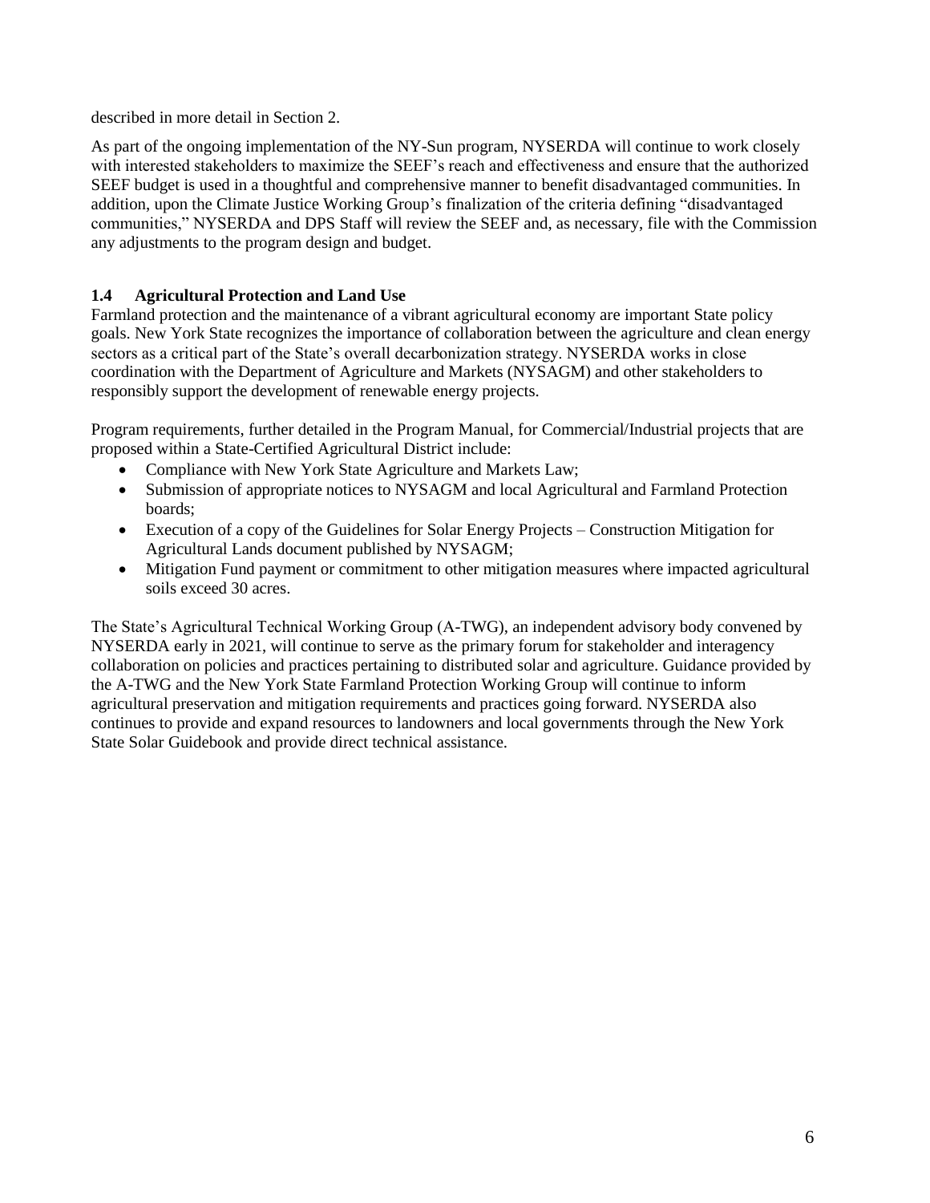described in more detail in Section 2.

As part of the ongoing implementation of the NY-Sun program, NYSERDA will continue to work closely with interested stakeholders to maximize the SEEF's reach and effectiveness and ensure that the authorized SEEF budget is used in a thoughtful and comprehensive manner to benefit disadvantaged communities. In addition, upon the Climate Justice Working Group's finalization of the criteria defining "disadvantaged communities," NYSERDA and DPS Staff will review the SEEF and, as necessary, file with the Commission any adjustments to the program design and budget.

### 1.4 Agricultural Protection and Land Use

Farmland protection and the maintenance of a vibrant agricultural economy are important State policy goals. New York State recognizes the importance of collaboration between the agriculture and clean energy sectors as a critical part of the State's overall decarbonization strategy. NYSERDA works in close coordination with the Department of Agriculture and Markets (NYSAGM) and other stakeholders to responsibly support the development of renewable energy projects.

Program requirements, further detailed in the Program Manual, for Commercial/Industrial projects that are proposed within a State-Certified Agricultural District include:

- Compliance with New York State Agriculture and Markets Law;
- Submission of appropriate notices to NYSAGM and local Agricultural and Farmland Protection boards;
- Execution of a copy of the Guidelines for Solar Energy Projects – Construction Mitigation for Agricultural Lands document published by NYSAGM;
- Mitigation Fund payment or commitment to other mitigation measures where impacted agricultural soils exceed 30 acres.

The State's Agricultural Technical Working Group (A-TWG), an independent advisory body convened by NYSERDA early in 2021, will continue to serve as the primary forum for stakeholder and interagency collaboration on policies and practices pertaining to distributed solar and agriculture. Guidance provided by the A-TWG and the New York State Farmland Protection Working Group will continue to inform agricultural preservation and mitigation requirements and practices going forward. NYSERDA also continues to provide and expand resources to landowners and local governments through the New York State Solar Guidebook and provide direct technical assistance.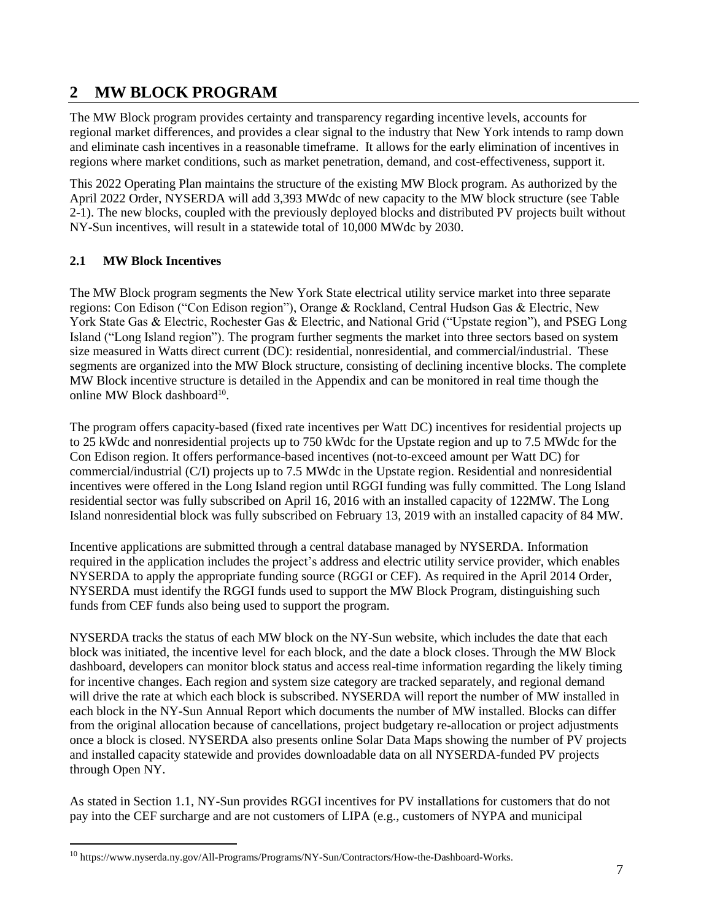# 2 MW BLOCK PROGRAM

The MW Block program provides certainty and transparency regarding incentive levels, accounts for regional market differences, and provides a clear signal to the industry that New York intends to ramp down and eliminate cash incentives in a reasonable timeframe. It allows for the early elimination of incentives in regions where market conditions, such as market penetration, demand, and cost-effectiveness, support it.

This 2022 Operating Plan maintains the structure of the existing MW Block program. As authorized by the April 2022 Order, NYSERDA will add 3,393 MWdc of new capacity to the MW block structure (see Table 2-1). The new blocks, coupled with the previously deployed blocks and distributed PV projects built without NY-Sun incentives, will result in a statewide total of 10,000 MWdc by 2030.

## 2.1 MW Block Incentives

The MW Block program segments the New York State electrical utility service market into three separate regions: Con Edison ("Con Edison region"), Orange & Rockland, Central Hudson Gas & Electric, New York State Gas & Electric, Rochester Gas & Electric, and National Grid ("Upstate region"), and PSEG Long Island ("Long Island region"). The program further segments the market into three sectors based on system size measured in Watts direct current (DC): residential, nonresidential, and commercial/industrial. These segments are organized into the MW Block structure, consisting of declining incentive blocks. The complete MW Block incentive structure is detailed in the Appendix and can be monitored in real time though the online MW Block dashboard[10].

The program offers capacity-based (fixed rate incentives per Watt DC) incentives for residential projects up to 25 kWdc and nonresidential projects up to 750 kWdc for the Upstate region and up to 7.5 MWdc for the Con Edison region. It offers performance-based incentives (not-to-exceed amount per Watt DC) for commercial/industrial (C/I) projects up to 7.5 MWdc in the Upstate region. Residential and nonresidential incentives were offered in the Long Island region until RGGI funding was fully committed. The Long Island residential sector was fully subscribed on April 16, 2016 with an installed capacity of 122MW. The Long Island nonresidential block was fully subscribed on February 13, 2019 with an installed capacity of 84 MW.

Incentive applications are submitted through a central database managed by NYSERDA. Information required in the application includes the project's address and electric utility service provider, which enables NYSERDA to apply the appropriate funding source (RGGI or CEF). As required in the April 2014 Order, NYSERDA must identify the RGGI funds used to support the MW Block Program, distinguishing such funds from CEF funds also being used to support the program.

NYSERDA tracks the status of each MW block on the NY-Sun website, which includes the date that each block was initiated, the incentive level for each block, and the date a block closes. Through the MW Block dashboard, developers can monitor block status and access real-time information regarding the likely timing for incentive changes. Each region and system size category are tracked separately, and regional demand will drive the rate at which each block is subscribed. NYSERDA will report the number of MW installed in each block in the NY-Sun Annual Report which documents the number of MW installed. Blocks can differ from the original allocation because of cancellations, project budgetary re-allocation or project adjustments once a block is closed. NYSERDA also presents online Solar Data Maps showing the number of PV projects and installed capacity statewide and provides downloadable data on all NYSERDA-funded PV projects through Open NY.

As stated in Section 1.1, NY-Sun provides RGGI incentives for PV installations for customers that do not pay into the CEF surcharge and are not customers of LIPA (e.g., customers of NYPA and municipal

[10] https://www.nyserda.ny.gov/All-Programs/Programs/NY-Sun/Contractors/How-the-Dashboard-Works.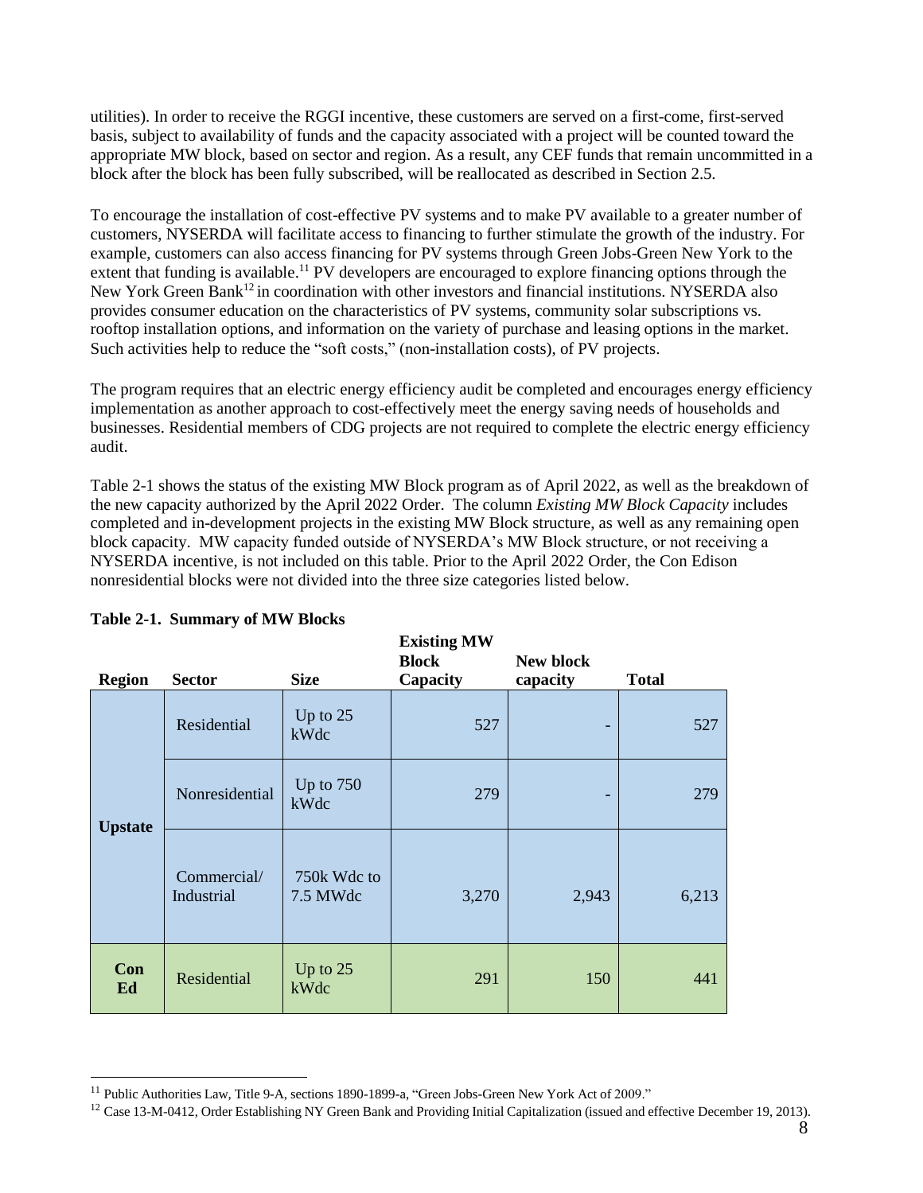utilities). In order to receive the RGGI incentive, these customers are served on a first-come, first-served basis, subject to availability of funds and the capacity associated with a project will be counted toward the appropriate MW block, based on sector and region. As a result, any CEF funds that remain uncommitted in a block after the block has been fully subscribed, will be reallocated as described in Section 2.5.

To encourage the installation of cost-effective PV systems and to make PV available to a greater number of customers, NYSERDA will facilitate access to financing to further stimulate the growth of the industry. For example, customers can also access financing for PV systems through Green Jobs-Green New York to the extent that funding is available.[11] PV developers are encouraged to explore financing options through the New York Green Bank[12] in coordination with other investors and financial institutions. NYSERDA also provides consumer education on the characteristics of PV systems, community solar subscriptions vs. rooftop installation options, and information on the variety of purchase and leasing options in the market. Such activities help to reduce the "soft costs," (non-installation costs), of PV projects.

The program requires that an electric energy efficiency audit be completed and encourages energy efficiency implementation as another approach to cost-effectively meet the energy saving needs of households and businesses. Residential members of CDG projects are not required to complete the electric energy efficiency audit.

Table 2-1 shows the status of the existing MW Block program as of April 2022, as well as the breakdown of the new capacity authorized by the April 2022 Order. The column *Existing MW Block Capacity* includes completed and in-development projects in the existing MW Block structure, as well as any remaining open block capacity. MW capacity funded outside of NYSERDA's MW Block structure, or not receiving a NYSERDA incentive, is not included on this table. Prior to the April 2022 Order, the Con Edison nonresidential blocks were not divided into the three size categories listed below.

**Table 2-1. Summary of MW Blocks**

| Region | Sector | Size | Existing MW Block Capacity | New block capacity | Total |
|---|---|---|---|---|---|
| Upstate | Residential | Up to 25 kWdc | 527 | - | 527 |
| | Nonresidential | Up to 750 kWdc | 279 | - | 279 |
| | Commercial/ Industrial | 750k Wdc to 7.5 MWdc | 3,270 | 2,943 | 6,213 |
| Con Ed | Residential | Up to 25 kWdc | 291 | 150 | 441 |

[11] Public Authorities Law, Title 9-A, sections 1890-1899-a, "Green Jobs-Green New York Act of 2009."

[12] Case 13-M-0412, Order Establishing NY Green Bank and Providing Initial Capitalization (issued and effective December 19, 2013).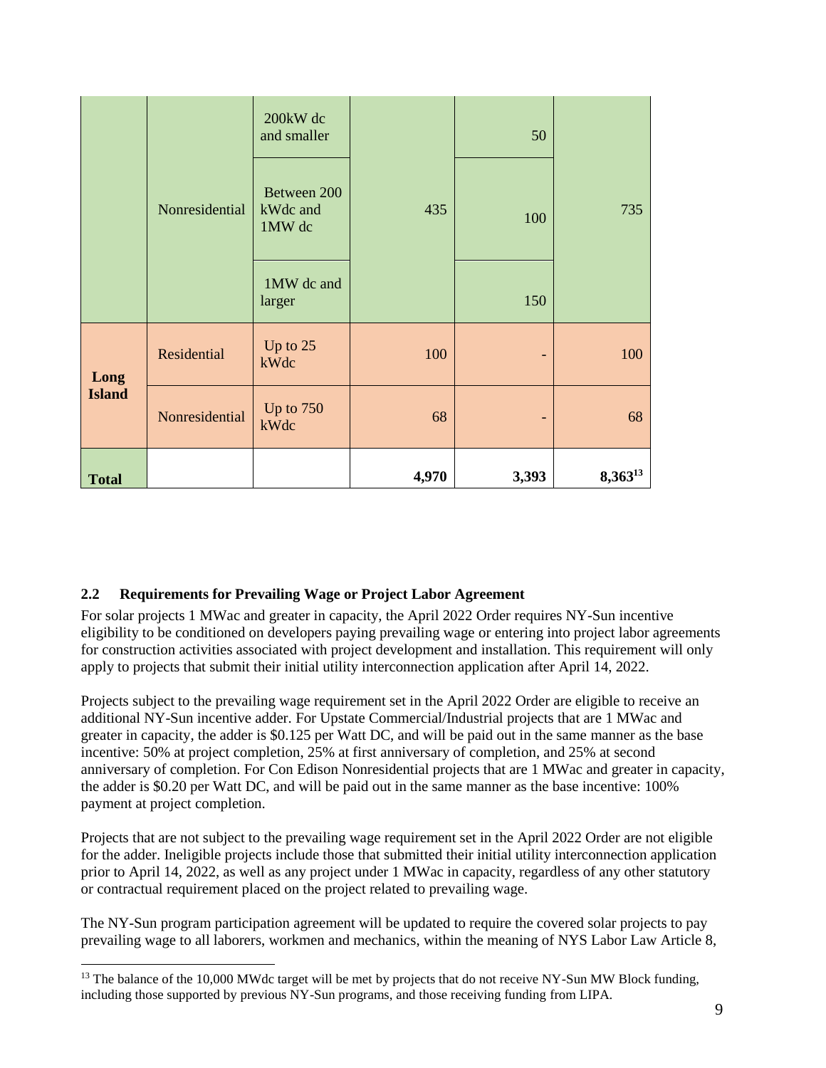| | | | | | |
|---|---|---|---|---|---|
| | Nonresidential | 200kW dc and smaller | 435 | 50 | 735 |
| | | Between 200 kWdc and 1MW dc | | 100 | |
| | | 1MW dc and larger | | 150 | |
| **Long Island** | Residential | Up to 25 kWdc | 100 | - | 100 |
| | Nonresidential | Up to 750 kWdc | 68 | - | 68 |
| **Total** | | | **4,970** | **3,393** | **8,363**[13] |

### 2.2 Requirements for Prevailing Wage or Project Labor Agreement

For solar projects 1 MWac and greater in capacity, the April 2022 Order requires NY-Sun incentive eligibility to be conditioned on developers paying prevailing wage or entering into project labor agreements for construction activities associated with project development and installation. This requirement will only apply to projects that submit their initial utility interconnection application after April 14, 2022.

Projects subject to the prevailing wage requirement set in the April 2022 Order are eligible to receive an additional NY-Sun incentive adder. For Upstate Commercial/Industrial projects that are 1 MWac and greater in capacity, the adder is $0.125 per Watt DC, and will be paid out in the same manner as the base incentive: 50% at project completion, 25% at first anniversary of completion, and 25% at second anniversary of completion. For Con Edison Nonresidential projects that are 1 MWac and greater in capacity, the adder is $0.20 per Watt DC, and will be paid out in the same manner as the base incentive: 100% payment at project completion.

Projects that are not subject to the prevailing wage requirement set in the April 2022 Order are not eligible for the adder. Ineligible projects include those that submitted their initial utility interconnection application prior to April 14, 2022, as well as any project under 1 MWac in capacity, regardless of any other statutory or contractual requirement placed on the project related to prevailing wage.

The NY-Sun program participation agreement will be updated to require the covered solar projects to pay prevailing wage to all laborers, workmen and mechanics, within the meaning of NYS Labor Law Article 8,

[13] The balance of the 10,000 MWdc target will be met by projects that do not receive NY-Sun MW Block funding, including those supported by previous NY-Sun programs, and those receiving funding from LIPA.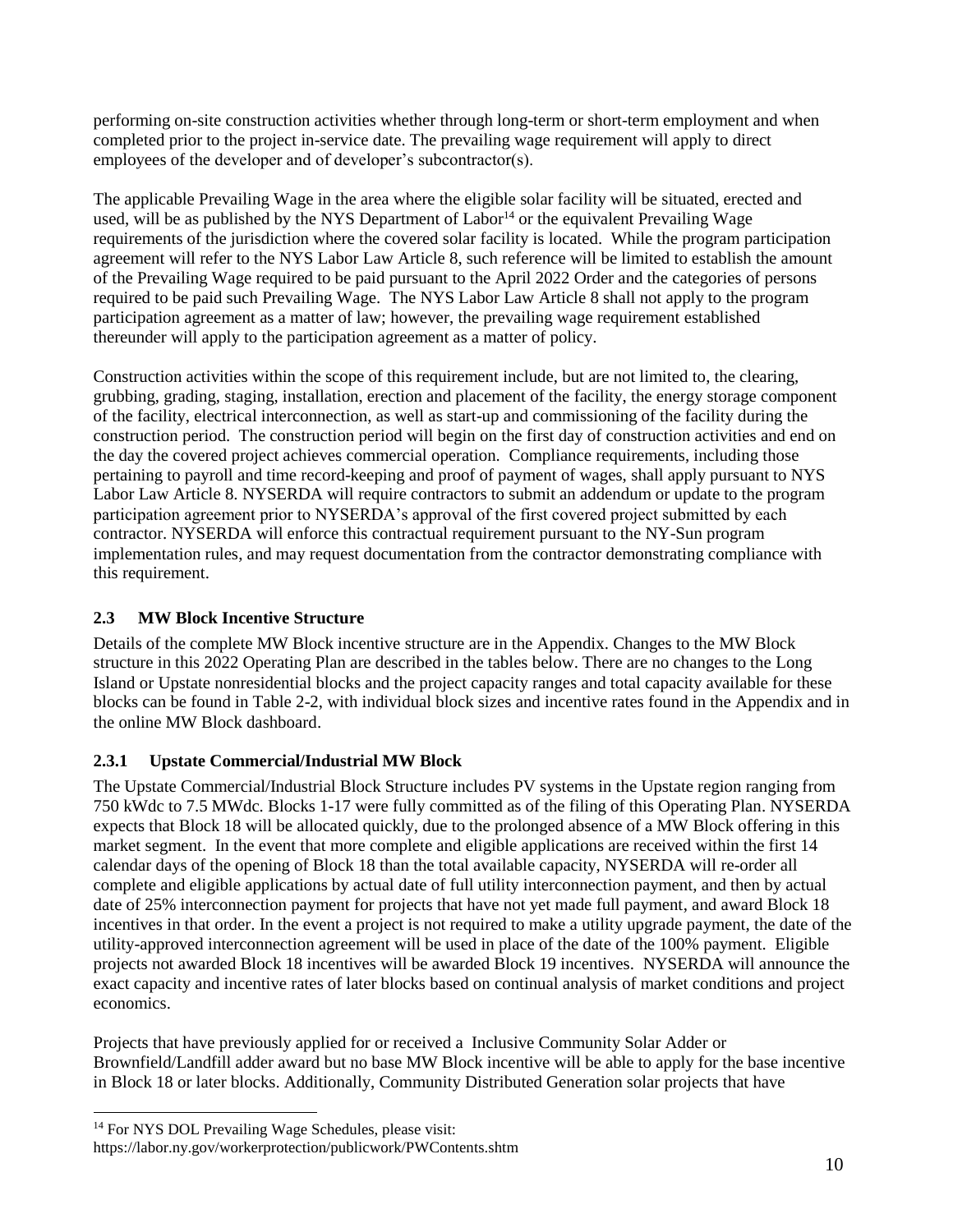performing on-site construction activities whether through long-term or short-term employment and when completed prior to the project in-service date. The prevailing wage requirement will apply to direct employees of the developer and of developer's subcontractor(s).

The applicable Prevailing Wage in the area where the eligible solar facility will be situated, erected and used, will be as published by the NYS Department of Labor[14] or the equivalent Prevailing Wage requirements of the jurisdiction where the covered solar facility is located. While the program participation agreement will refer to the NYS Labor Law Article 8, such reference will be limited to establish the amount of the Prevailing Wage required to be paid pursuant to the April 2022 Order and the categories of persons required to be paid such Prevailing Wage. The NYS Labor Law Article 8 shall not apply to the program participation agreement as a matter of law; however, the prevailing wage requirement established thereunder will apply to the participation agreement as a matter of policy.

Construction activities within the scope of this requirement include, but are not limited to, the clearing, grubbing, grading, staging, installation, erection and placement of the facility, the energy storage component of the facility, electrical interconnection, as well as start-up and commissioning of the facility during the construction period. The construction period will begin on the first day of construction activities and end on the day the covered project achieves commercial operation. Compliance requirements, including those pertaining to payroll and time record-keeping and proof of payment of wages, shall apply pursuant to NYS Labor Law Article 8. NYSERDA will require contractors to submit an addendum or update to the program participation agreement prior to NYSERDA's approval of the first covered project submitted by each contractor. NYSERDA will enforce this contractual requirement pursuant to the NY-Sun program implementation rules, and may request documentation from the contractor demonstrating compliance with this requirement.

### 2.3 MW Block Incentive Structure

Details of the complete MW Block incentive structure are in the Appendix. Changes to the MW Block structure in this 2022 Operating Plan are described in the tables below. There are no changes to the Long Island or Upstate nonresidential blocks and the project capacity ranges and total capacity available for these blocks can be found in Table 2-2, with individual block sizes and incentive rates found in the Appendix and in the online MW Block dashboard.

#### 2.3.1 Upstate Commercial/Industrial MW Block

The Upstate Commercial/Industrial Block Structure includes PV systems in the Upstate region ranging from 750 kWdc to 7.5 MWdc. Blocks 1-17 were fully committed as of the filing of this Operating Plan. NYSERDA expects that Block 18 will be allocated quickly, due to the prolonged absence of a MW Block offering in this market segment. In the event that more complete and eligible applications are received within the first 14 calendar days of the opening of Block 18 than the total available capacity, NYSERDA will re-order all complete and eligible applications by actual date of full utility interconnection payment, and then by actual date of 25% interconnection payment for projects that have not yet made full payment, and award Block 18 incentives in that order. In the event a project is not required to make a utility upgrade payment, the date of the utility-approved interconnection agreement will be used in place of the date of the 100% payment. Eligible projects not awarded Block 18 incentives will be awarded Block 19 incentives. NYSERDA will announce the exact capacity and incentive rates of later blocks based on continual analysis of market conditions and project economics.

Projects that have previously applied for or received a Inclusive Community Solar Adder or Brownfield/Landfill adder award but no base MW Block incentive will be able to apply for the base incentive in Block 18 or later blocks. Additionally, Community Distributed Generation solar projects that have

[14] For NYS DOL Prevailing Wage Schedules, please visit: https://labor.ny.gov/workerprotection/publicwork/PWContents.shtm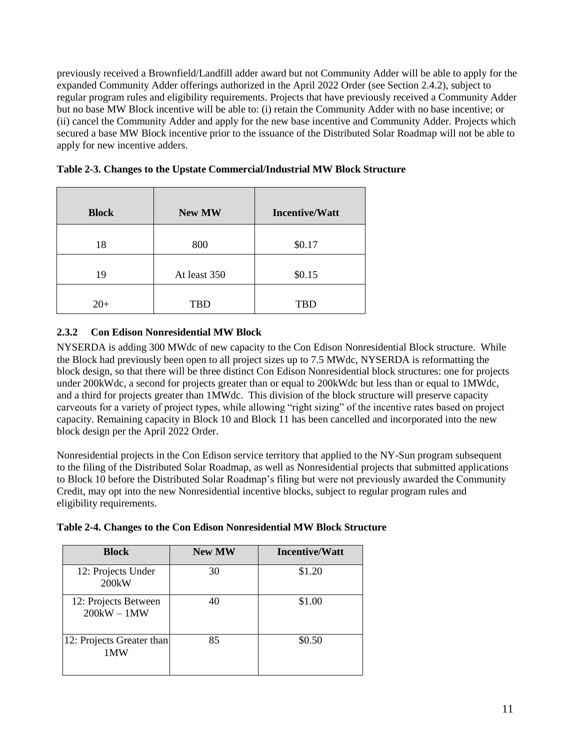previously received a Brownfield/Landfill adder award but not Community Adder will be able to apply for the expanded Community Adder offerings authorized in the April 2022 Order (see Section 2.4.2), subject to regular program rules and eligibility requirements. Projects that have previously received a Community Adder but no base MW Block incentive will be able to: (i) retain the Community Adder with no base incentive; or (ii) cancel the Community Adder and apply for the new base incentive and Community Adder. Projects which secured a base MW Block incentive prior to the issuance of the Distributed Solar Roadmap will not be able to apply for new incentive adders.

**Table 2-3. Changes to the Upstate Commercial/Industrial MW Block Structure**

| Block | New MW | Incentive/Watt |
|---|---|---|
| 18 | 800 | $0.17 |
| 19 | At least 350 | $0.15 |
| 20+ | TBD | TBD |

### 2.3.2 Con Edison Nonresidential MW Block

NYSERDA is adding 300 MWdc of new capacity to the Con Edison Nonresidential Block structure. While the Block had previously been open to all project sizes up to 7.5 MWdc, NYSERDA is reformatting the block design, so that there will be three distinct Con Edison Nonresidential block structures: one for projects under 200kWdc, a second for projects greater than or equal to 200kWdc but less than or equal to 1MWdc, and a third for projects greater than 1MWdc. This division of the block structure will preserve capacity carveouts for a variety of project types, while allowing "right sizing" of the incentive rates based on project capacity. Remaining capacity in Block 10 and Block 11 has been cancelled and incorporated into the new block design per the April 2022 Order.

Nonresidential projects in the Con Edison service territory that applied to the NY-Sun program subsequent to the filing of the Distributed Solar Roadmap, as well as Nonresidential projects that submitted applications to Block 10 before the Distributed Solar Roadmap's filing but were not previously awarded the Community Credit, may opt into the new Nonresidential incentive blocks, subject to regular program rules and eligibility requirements.

**Table 2-4. Changes to the Con Edison Nonresidential MW Block Structure**

| Block | New MW | Incentive/Watt |
|---|---|---|
| 12: Projects Under 200kW | 30 | $1.20 |
| 12: Projects Between 200kW – 1MW | 40 | $1.00 |
| 12: Projects Greater than 1MW | 85 | $0.50 |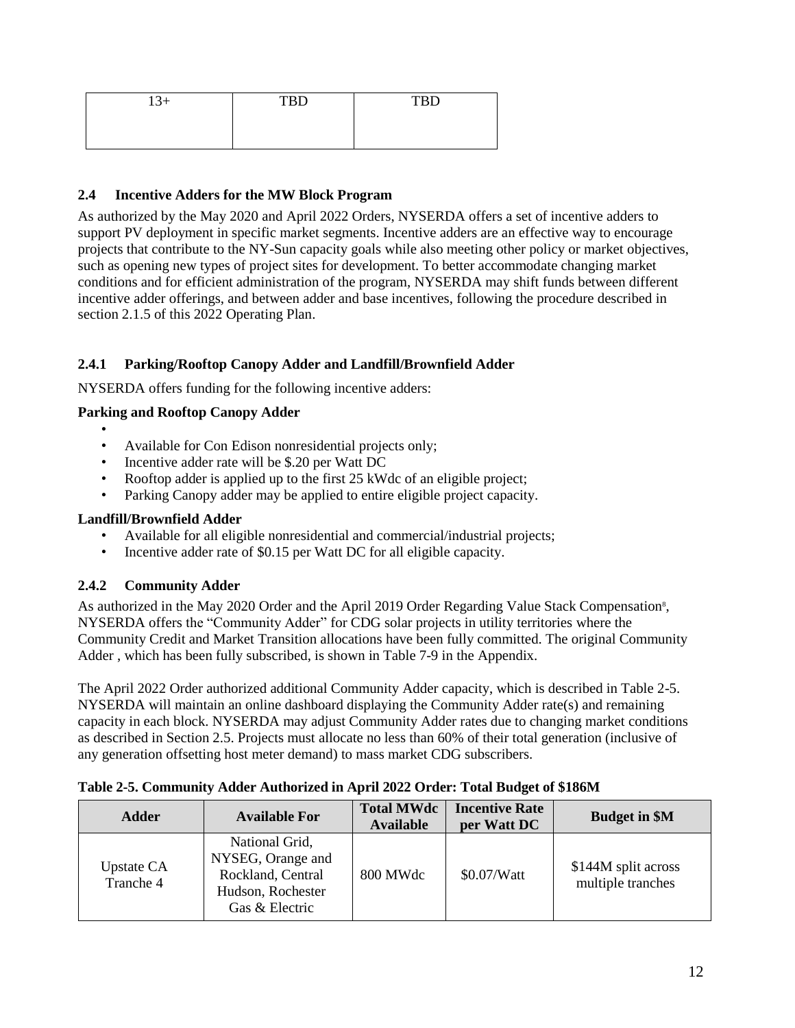| 13+ | TBD | TBD |
|---|---|---|

### 2.4 Incentive Adders for the MW Block Program

As authorized by the May 2020 and April 2022 Orders, NYSERDA offers a set of incentive adders to support PV deployment in specific market segments. Incentive adders are an effective way to encourage projects that contribute to the NY-Sun capacity goals while also meeting other policy or market objectives, such as opening new types of project sites for development. To better accommodate changing market conditions and for efficient administration of the program, NYSERDA may shift funds between different incentive adder offerings, and between adder and base incentives, following the procedure described in section 2.1.5 of this 2022 Operating Plan.

#### 2.4.1 Parking/Rooftop Canopy Adder and Landfill/Brownfield Adder

NYSERDA offers funding for the following incentive adders:

**Parking and Rooftop Canopy Adder**

- Available for Con Edison nonresidential projects only;
- Incentive adder rate will be $.20 per Watt DC
- Rooftop adder is applied up to the first 25 kWdc of an eligible project;
- Parking Canopy adder may be applied to entire eligible project capacity.

**Landfill/Brownfield Adder**

- Available for all eligible nonresidential and commercial/industrial projects;
- Incentive adder rate of $0.15 per Watt DC for all eligible capacity.

#### 2.4.2 Community Adder

As authorized in the May 2020 Order and the April 2019 Order Regarding Value Stack Compensation[8], NYSERDA offers the "Community Adder" for CDG solar projects in utility territories where the Community Credit and Market Transition allocations have been fully committed. The original Community Adder , which has been fully subscribed, is shown in Table 7-9 in the Appendix.

The April 2022 Order authorized additional Community Adder capacity, which is described in Table 2-5. NYSERDA will maintain an online dashboard displaying the Community Adder rate(s) and remaining capacity in each block. NYSERDA may adjust Community Adder rates due to changing market conditions as described in Section 2.5. Projects must allocate no less than 60% of their total generation (inclusive of any generation offsetting host meter demand) to mass market CDG subscribers.

**Table 2-5. Community Adder Authorized in April 2022 Order: Total Budget of $186M**

| Adder | Available For | Total MWdc Available | Incentive Rate per Watt DC | Budget in $M |
|---|---|---|---|---|
| Upstate CA Tranche 4 | National Grid, NYSEG, Orange and Rockland, Central Hudson, Rochester Gas & Electric | 800 MWdc | $0.07/Watt | $144M split across multiple tranches |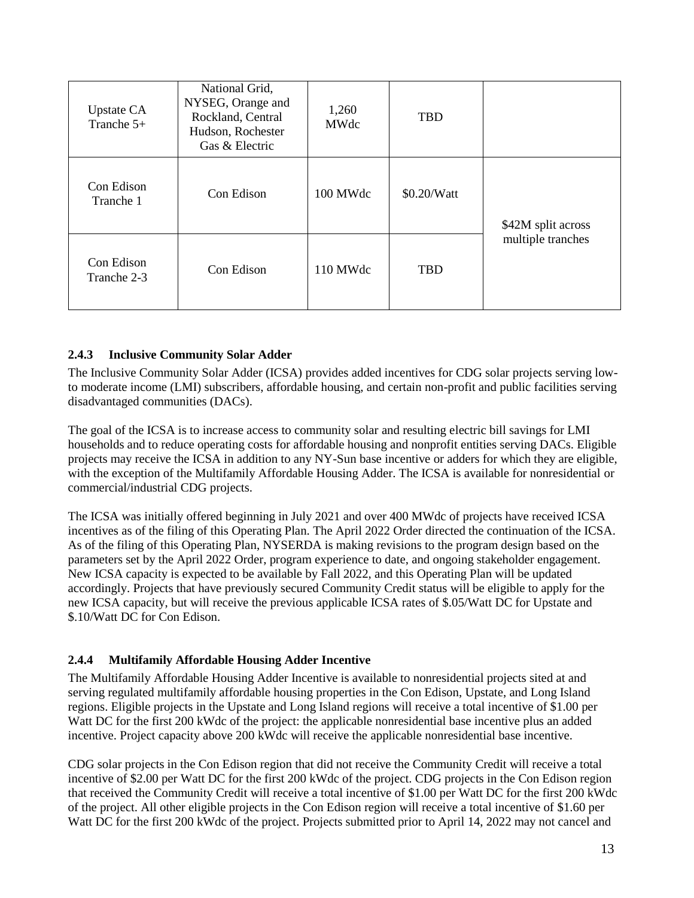| Upstate CA Tranche 5+ | National Grid, NYSEG, Orange and Rockland, Central Hudson, Rochester Gas & Electric | 1,260 MWdc | TBD | |
|---|---|---|---|---|
| Con Edison Tranche 1 | Con Edison | 100 MWdc | $0.20/Watt | $42M split across multiple tranches |
| Con Edison Tranche 2-3 | Con Edison | 110 MWdc | TBD | |

### 2.4.3 Inclusive Community Solar Adder

The Inclusive Community Solar Adder (ICSA) provides added incentives for CDG solar projects serving low-to moderate income (LMI) subscribers, affordable housing, and certain non-profit and public facilities serving disadvantaged communities (DACs).

The goal of the ICSA is to increase access to community solar and resulting electric bill savings for LMI households and to reduce operating costs for affordable housing and nonprofit entities serving DACs. Eligible projects may receive the ICSA in addition to any NY-Sun base incentive or adders for which they are eligible, with the exception of the Multifamily Affordable Housing Adder. The ICSA is available for nonresidential or commercial/industrial CDG projects.

The ICSA was initially offered beginning in July 2021 and over 400 MWdc of projects have received ICSA incentives as of the filing of this Operating Plan. The April 2022 Order directed the continuation of the ICSA. As of the filing of this Operating Plan, NYSERDA is making revisions to the program design based on the parameters set by the April 2022 Order, program experience to date, and ongoing stakeholder engagement. New ICSA capacity is expected to be available by Fall 2022, and this Operating Plan will be updated accordingly. Projects that have previously secured Community Credit status will be eligible to apply for the new ICSA capacity, but will receive the previous applicable ICSA rates of $.05/Watt DC for Upstate and $.10/Watt DC for Con Edison.

### 2.4.4 Multifamily Affordable Housing Adder Incentive

The Multifamily Affordable Housing Adder Incentive is available to nonresidential projects sited at and serving regulated multifamily affordable housing properties in the Con Edison, Upstate, and Long Island regions. Eligible projects in the Upstate and Long Island regions will receive a total incentive of $1.00 per Watt DC for the first 200 kWdc of the project: the applicable nonresidential base incentive plus an added incentive. Project capacity above 200 kWdc will receive the applicable nonresidential base incentive.

CDG solar projects in the Con Edison region that did not receive the Community Credit will receive a total incentive of $2.00 per Watt DC for the first 200 kWdc of the project. CDG projects in the Con Edison region that received the Community Credit will receive a total incentive of $1.00 per Watt DC for the first 200 kWdc of the project. All other eligible projects in the Con Edison region will receive a total incentive of $1.60 per Watt DC for the first 200 kWdc of the project. Projects submitted prior to April 14, 2022 may not cancel and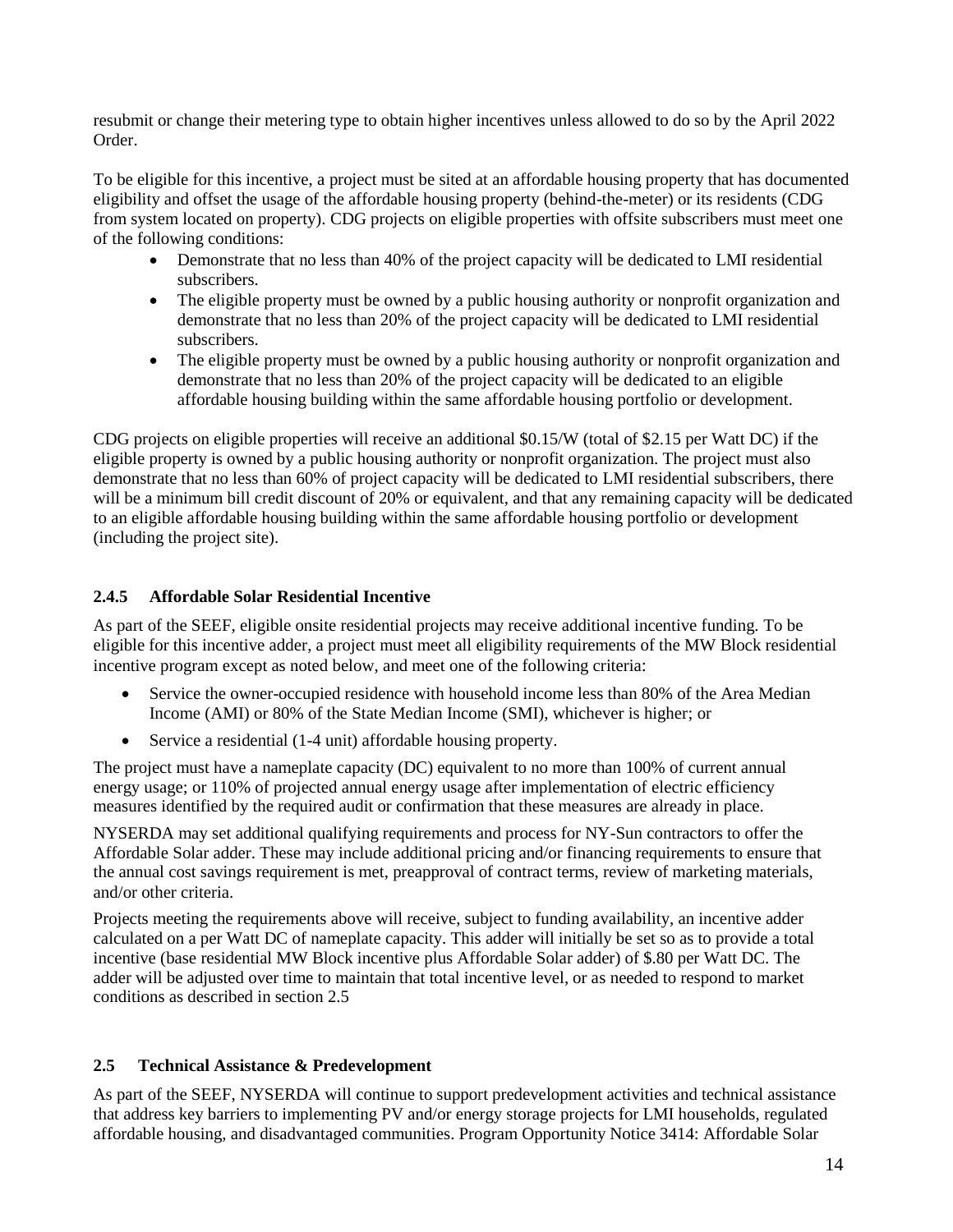resubmit or change their metering type to obtain higher incentives unless allowed to do so by the April 2022 Order.

To be eligible for this incentive, a project must be sited at an affordable housing property that has documented eligibility and offset the usage of the affordable housing property (behind-the-meter) or its residents (CDG from system located on property). CDG projects on eligible properties with offsite subscribers must meet one of the following conditions:

- Demonstrate that no less than 40% of the project capacity will be dedicated to LMI residential subscribers.
- The eligible property must be owned by a public housing authority or nonprofit organization and demonstrate that no less than 20% of the project capacity will be dedicated to LMI residential subscribers.
- The eligible property must be owned by a public housing authority or nonprofit organization and demonstrate that no less than 20% of the project capacity will be dedicated to an eligible affordable housing building within the same affordable housing portfolio or development.

CDG projects on eligible properties will receive an additional $0.15/W (total of $2.15 per Watt DC) if the eligible property is owned by a public housing authority or nonprofit organization. The project must also demonstrate that no less than 60% of project capacity will be dedicated to LMI residential subscribers, there will be a minimum bill credit discount of 20% or equivalent, and that any remaining capacity will be dedicated to an eligible affordable housing building within the same affordable housing portfolio or development (including the project site).

### 2.4.5 Affordable Solar Residential Incentive

As part of the SEEF, eligible onsite residential projects may receive additional incentive funding. To be eligible for this incentive adder, a project must meet all eligibility requirements of the MW Block residential incentive program except as noted below, and meet one of the following criteria:

- Service the owner-occupied residence with household income less than 80% of the Area Median Income (AMI) or 80% of the State Median Income (SMI), whichever is higher; or
- Service a residential (1-4 unit) affordable housing property.

The project must have a nameplate capacity (DC) equivalent to no more than 100% of current annual energy usage; or 110% of projected annual energy usage after implementation of electric efficiency measures identified by the required audit or confirmation that these measures are already in place.

NYSERDA may set additional qualifying requirements and process for NY-Sun contractors to offer the Affordable Solar adder. These may include additional pricing and/or financing requirements to ensure that the annual cost savings requirement is met, preapproval of contract terms, review of marketing materials, and/or other criteria.

Projects meeting the requirements above will receive, subject to funding availability, an incentive adder calculated on a per Watt DC of nameplate capacity. This adder will initially be set so as to provide a total incentive (base residential MW Block incentive plus Affordable Solar adder) of $.80 per Watt DC. The adder will be adjusted over time to maintain that total incentive level, or as needed to respond to market conditions as described in section 2.5

## 2.5 Technical Assistance & Predevelopment

As part of the SEEF, NYSERDA will continue to support predevelopment activities and technical assistance that address key barriers to implementing PV and/or energy storage projects for LMI households, regulated affordable housing, and disadvantaged communities. Program Opportunity Notice 3414: Affordable Solar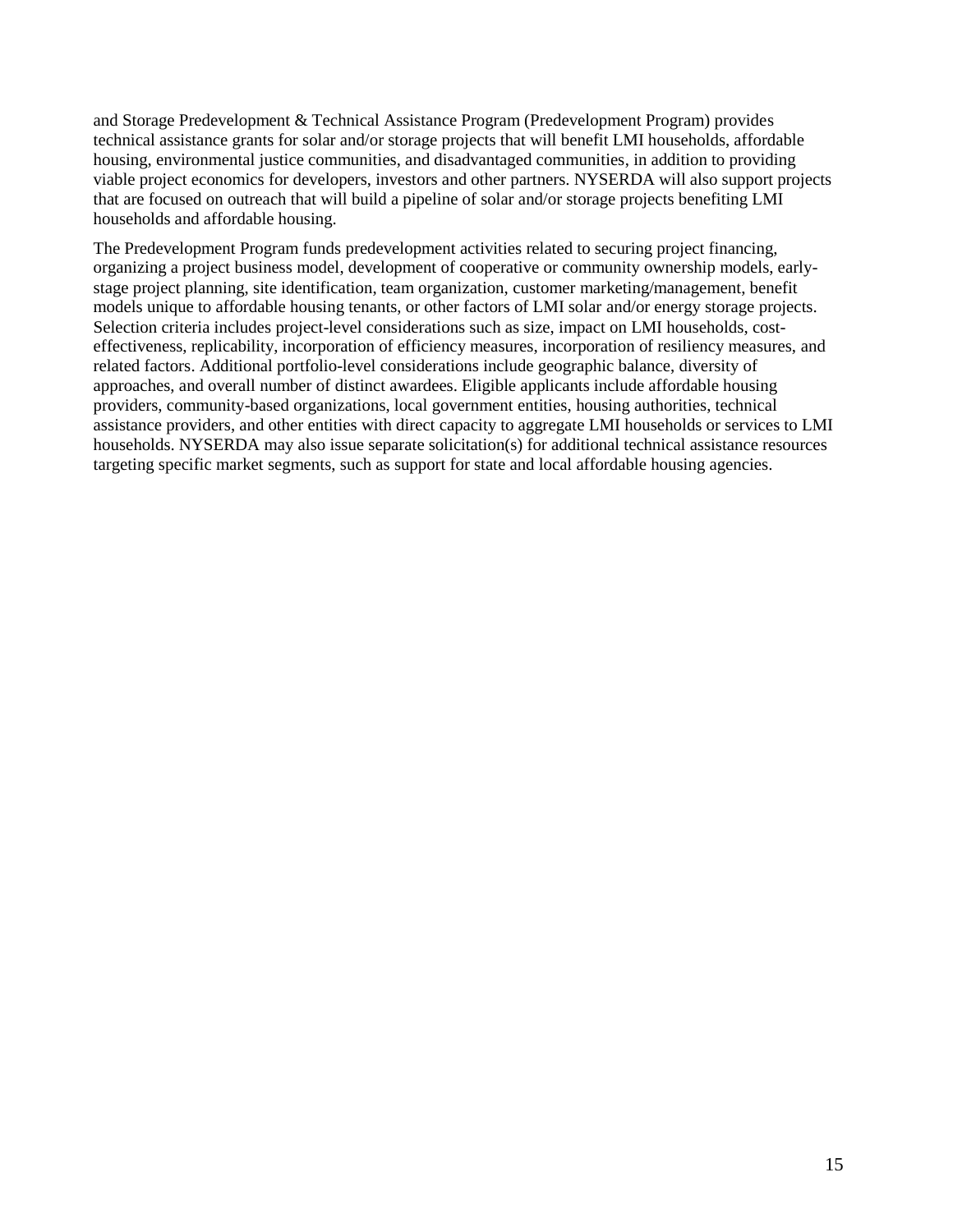and Storage Predevelopment & Technical Assistance Program (Predevelopment Program) provides technical assistance grants for solar and/or storage projects that will benefit LMI households, affordable housing, environmental justice communities, and disadvantaged communities, in addition to providing viable project economics for developers, investors and other partners. NYSERDA will also support projects that are focused on outreach that will build a pipeline of solar and/or storage projects benefiting LMI households and affordable housing.

The Predevelopment Program funds predevelopment activities related to securing project financing, organizing a project business model, development of cooperative or community ownership models, early-stage project planning, site identification, team organization, customer marketing/management, benefit models unique to affordable housing tenants, or other factors of LMI solar and/or energy storage projects. Selection criteria includes project-level considerations such as size, impact on LMI households, cost-effectiveness, replicability, incorporation of efficiency measures, incorporation of resiliency measures, and related factors. Additional portfolio-level considerations include geographic balance, diversity of approaches, and overall number of distinct awardees. Eligible applicants include affordable housing providers, community-based organizations, local government entities, housing authorities, technical assistance providers, and other entities with direct capacity to aggregate LMI households or services to LMI households. NYSERDA may also issue separate solicitation(s) for additional technical assistance resources targeting specific market segments, such as support for state and local affordable housing agencies.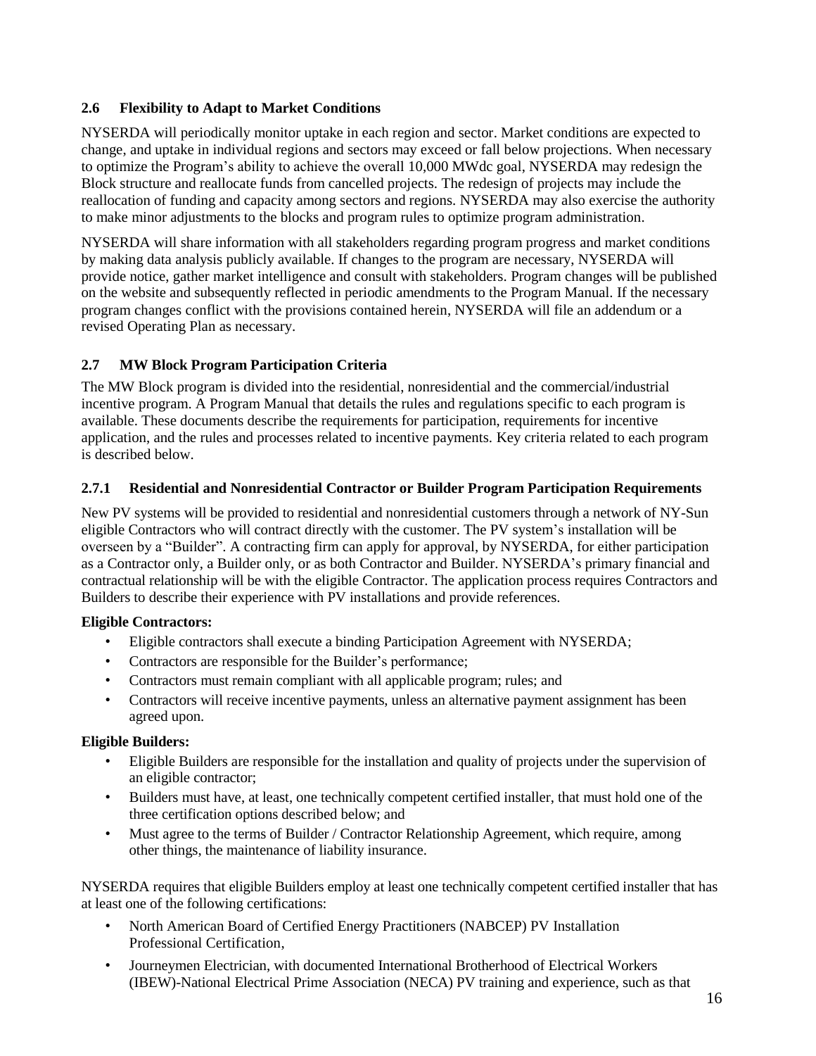### 2.6 Flexibility to Adapt to Market Conditions

NYSERDA will periodically monitor uptake in each region and sector. Market conditions are expected to change, and uptake in individual regions and sectors may exceed or fall below projections. When necessary to optimize the Program's ability to achieve the overall 10,000 MWdc goal, NYSERDA may redesign the Block structure and reallocate funds from cancelled projects. The redesign of projects may include the reallocation of funding and capacity among sectors and regions. NYSERDA may also exercise the authority to make minor adjustments to the blocks and program rules to optimize program administration.

NYSERDA will share information with all stakeholders regarding program progress and market conditions by making data analysis publicly available. If changes to the program are necessary, NYSERDA will provide notice, gather market intelligence and consult with stakeholders. Program changes will be published on the website and subsequently reflected in periodic amendments to the Program Manual. If the necessary program changes conflict with the provisions contained herein, NYSERDA will file an addendum or a revised Operating Plan as necessary.

### 2.7 MW Block Program Participation Criteria

The MW Block program is divided into the residential, nonresidential and the commercial/industrial incentive program. A Program Manual that details the rules and regulations specific to each program is available. These documents describe the requirements for participation, requirements for incentive application, and the rules and processes related to incentive payments. Key criteria related to each program is described below.

#### 2.7.1 Residential and Nonresidential Contractor or Builder Program Participation Requirements

New PV systems will be provided to residential and nonresidential customers through a network of NY-Sun eligible Contractors who will contract directly with the customer. The PV system's installation will be overseen by a "Builder". A contracting firm can apply for approval, by NYSERDA, for either participation as a Contractor only, a Builder only, or as both Contractor and Builder. NYSERDA's primary financial and contractual relationship will be with the eligible Contractor. The application process requires Contractors and Builders to describe their experience with PV installations and provide references.

**Eligible Contractors:**

- Eligible contractors shall execute a binding Participation Agreement with NYSERDA;
- Contractors are responsible for the Builder's performance;
- Contractors must remain compliant with all applicable program; rules; and
- Contractors will receive incentive payments, unless an alternative payment assignment has been agreed upon.

**Eligible Builders:**

- Eligible Builders are responsible for the installation and quality of projects under the supervision of an eligible contractor;
- Builders must have, at least, one technically competent certified installer, that must hold one of the three certification options described below; and
- Must agree to the terms of Builder / Contractor Relationship Agreement, which require, among other things, the maintenance of liability insurance.

NYSERDA requires that eligible Builders employ at least one technically competent certified installer that has at least one of the following certifications:

- North American Board of Certified Energy Practitioners (NABCEP) PV Installation Professional Certification,
- Journeymen Electrician, with documented International Brotherhood of Electrical Workers (IBEW)-National Electrical Prime Association (NECA) PV training and experience, such as that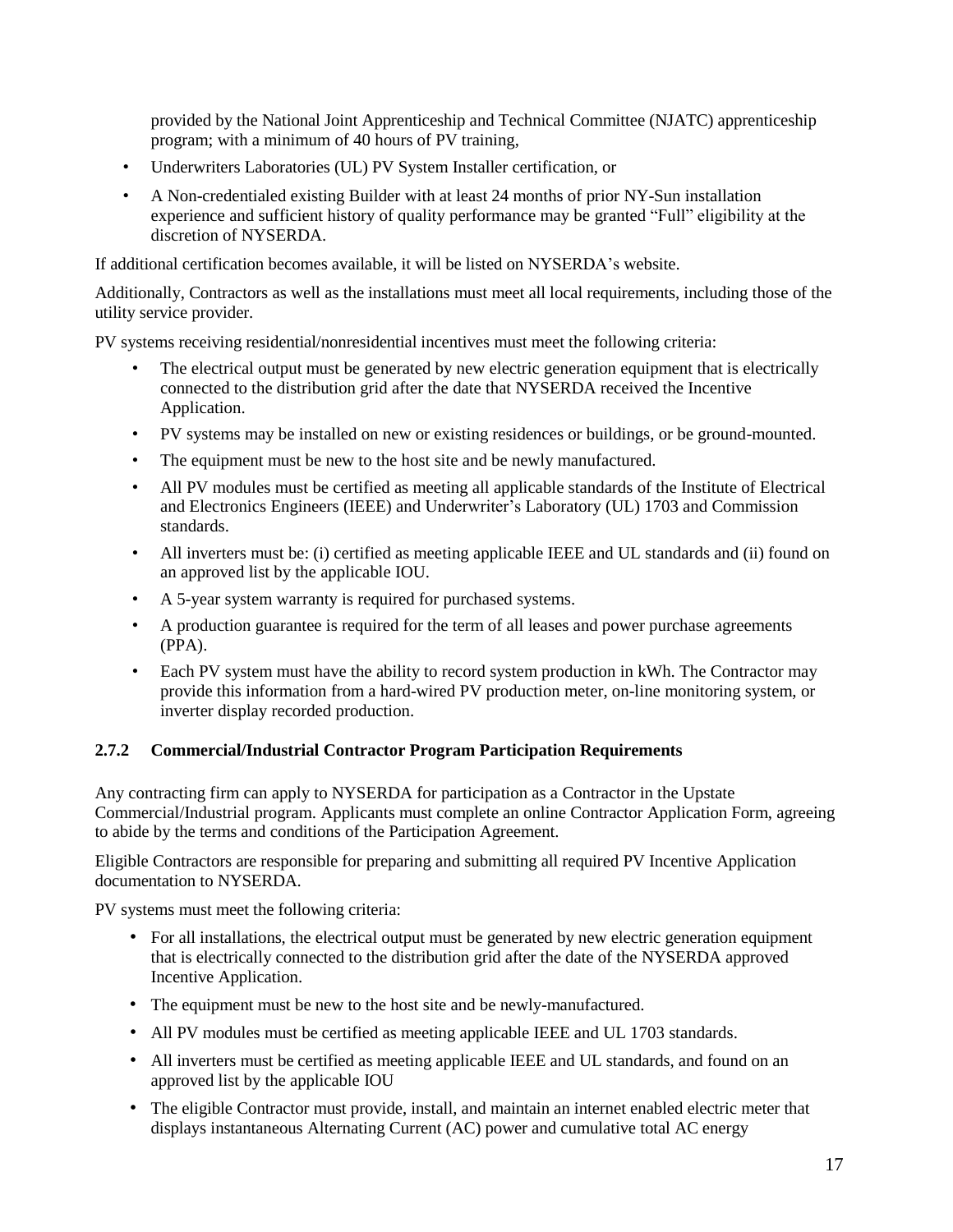provided by the National Joint Apprenticeship and Technical Committee (NJATC) apprenticeship program; with a minimum of 40 hours of PV training,

- Underwriters Laboratories (UL) PV System Installer certification, or
- A Non-credentialed existing Builder with at least 24 months of prior NY-Sun installation experience and sufficient history of quality performance may be granted "Full" eligibility at the discretion of NYSERDA.

If additional certification becomes available, it will be listed on NYSERDA's website.

Additionally, Contractors as well as the installations must meet all local requirements, including those of the utility service provider.

PV systems receiving residential/nonresidential incentives must meet the following criteria:

- The electrical output must be generated by new electric generation equipment that is electrically connected to the distribution grid after the date that NYSERDA received the Incentive Application.
- PV systems may be installed on new or existing residences or buildings, or be ground-mounted.
- The equipment must be new to the host site and be newly manufactured.
- All PV modules must be certified as meeting all applicable standards of the Institute of Electrical and Electronics Engineers (IEEE) and Underwriter's Laboratory (UL) 1703 and Commission standards.
- All inverters must be: (i) certified as meeting applicable IEEE and UL standards and (ii) found on an approved list by the applicable IOU.
- A 5-year system warranty is required for purchased systems.
- A production guarantee is required for the term of all leases and power purchase agreements (PPA).
- Each PV system must have the ability to record system production in kWh. The Contractor may provide this information from a hard-wired PV production meter, on-line monitoring system, or inverter display recorded production.

### 2.7.2 Commercial/Industrial Contractor Program Participation Requirements

Any contracting firm can apply to NYSERDA for participation as a Contractor in the Upstate Commercial/Industrial program. Applicants must complete an online Contractor Application Form, agreeing to abide by the terms and conditions of the Participation Agreement.

Eligible Contractors are responsible for preparing and submitting all required PV Incentive Application documentation to NYSERDA.

PV systems must meet the following criteria:

- For all installations, the electrical output must be generated by new electric generation equipment that is electrically connected to the distribution grid after the date of the NYSERDA approved Incentive Application.
- The equipment must be new to the host site and be newly-manufactured.
- All PV modules must be certified as meeting applicable IEEE and UL 1703 standards.
- All inverters must be certified as meeting applicable IEEE and UL standards, and found on an approved list by the applicable IOU
- The eligible Contractor must provide, install, and maintain an internet enabled electric meter that displays instantaneous Alternating Current (AC) power and cumulative total AC energy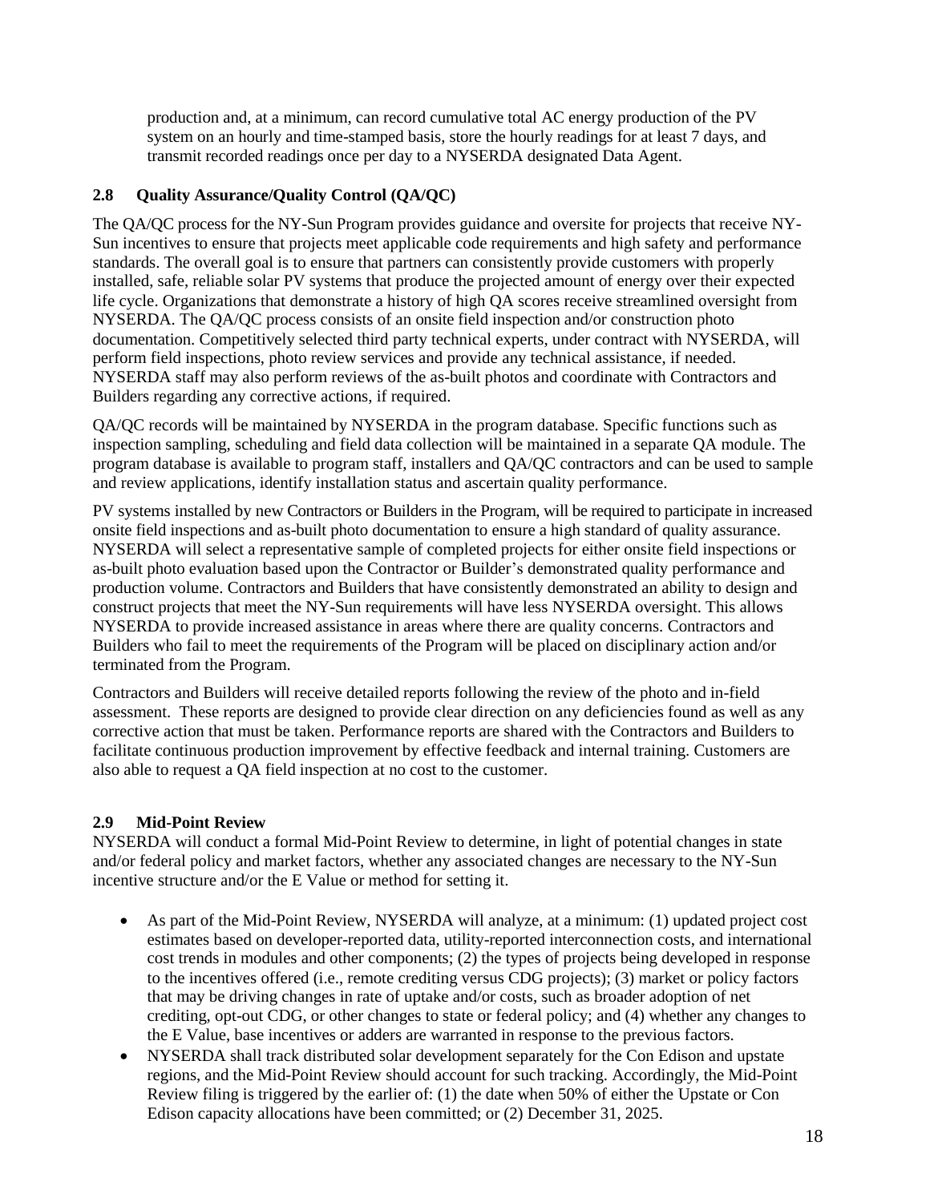production and, at a minimum, can record cumulative total AC energy production of the PV system on an hourly and time-stamped basis, store the hourly readings for at least 7 days, and transmit recorded readings once per day to a NYSERDA designated Data Agent.

### 2.8 Quality Assurance/Quality Control (QA/QC)

The QA/QC process for the NY-Sun Program provides guidance and oversite for projects that receive NY-Sun incentives to ensure that projects meet applicable code requirements and high safety and performance standards. The overall goal is to ensure that partners can consistently provide customers with properly installed, safe, reliable solar PV systems that produce the projected amount of energy over their expected life cycle. Organizations that demonstrate a history of high QA scores receive streamlined oversight from NYSERDA. The QA/QC process consists of an onsite field inspection and/or construction photo documentation. Competitively selected third party technical experts, under contract with NYSERDA, will perform field inspections, photo review services and provide any technical assistance, if needed. NYSERDA staff may also perform reviews of the as-built photos and coordinate with Contractors and Builders regarding any corrective actions, if required.

QA/QC records will be maintained by NYSERDA in the program database. Specific functions such as inspection sampling, scheduling and field data collection will be maintained in a separate QA module. The program database is available to program staff, installers and QA/QC contractors and can be used to sample and review applications, identify installation status and ascertain quality performance.

PV systems installed by new Contractors or Builders in the Program, will be required to participate in increased onsite field inspections and as-built photo documentation to ensure a high standard of quality assurance. NYSERDA will select a representative sample of completed projects for either onsite field inspections or as-built photo evaluation based upon the Contractor or Builder's demonstrated quality performance and production volume. Contractors and Builders that have consistently demonstrated an ability to design and construct projects that meet the NY-Sun requirements will have less NYSERDA oversight. This allows NYSERDA to provide increased assistance in areas where there are quality concerns. Contractors and Builders who fail to meet the requirements of the Program will be placed on disciplinary action and/or terminated from the Program.

Contractors and Builders will receive detailed reports following the review of the photo and in-field assessment. These reports are designed to provide clear direction on any deficiencies found as well as any corrective action that must be taken. Performance reports are shared with the Contractors and Builders to facilitate continuous production improvement by effective feedback and internal training. Customers are also able to request a QA field inspection at no cost to the customer.

### 2.9 Mid-Point Review

NYSERDA will conduct a formal Mid-Point Review to determine, in light of potential changes in state and/or federal policy and market factors, whether any associated changes are necessary to the NY-Sun incentive structure and/or the E Value or method for setting it.

- As part of the Mid-Point Review, NYSERDA will analyze, at a minimum: (1) updated project cost estimates based on developer-reported data, utility-reported interconnection costs, and international cost trends in modules and other components; (2) the types of projects being developed in response to the incentives offered (i.e., remote crediting versus CDG projects); (3) market or policy factors that may be driving changes in rate of uptake and/or costs, such as broader adoption of net crediting, opt-out CDG, or other changes to state or federal policy; and (4) whether any changes to the E Value, base incentives or adders are warranted in response to the previous factors.
- NYSERDA shall track distributed solar development separately for the Con Edison and upstate regions, and the Mid-Point Review should account for such tracking. Accordingly, the Mid-Point Review filing is triggered by the earlier of: (1) the date when 50% of either the Upstate or Con Edison capacity allocations have been committed; or (2) December 31, 2025.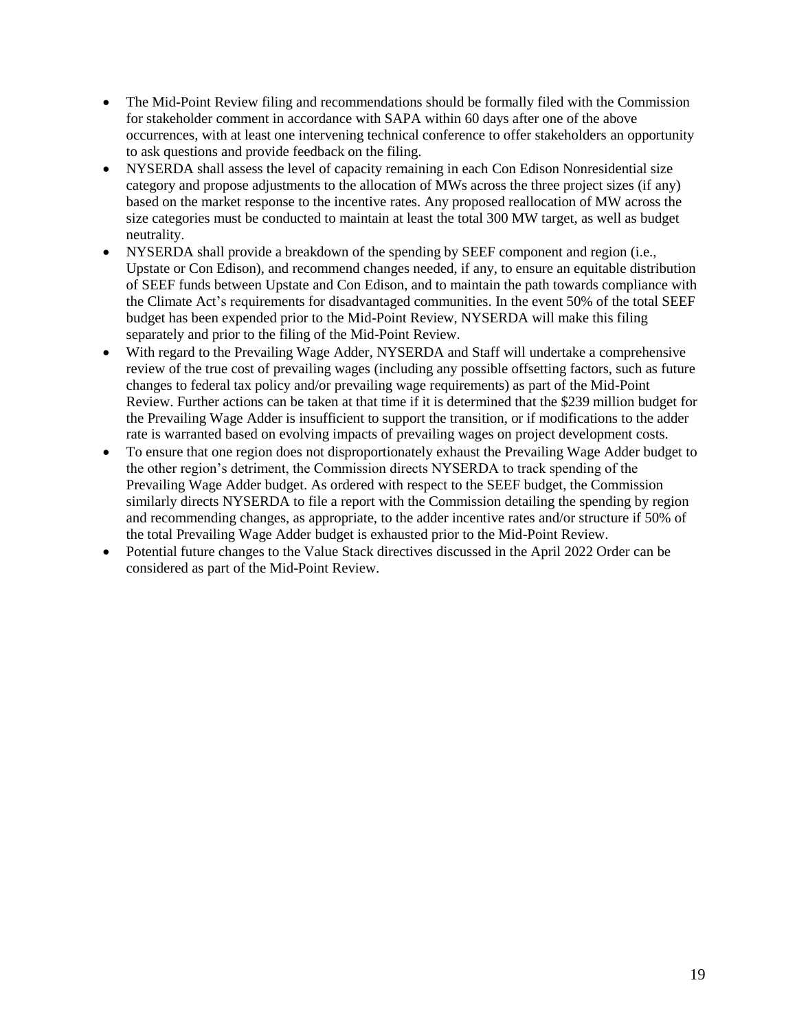- The Mid-Point Review filing and recommendations should be formally filed with the Commission for stakeholder comment in accordance with SAPA within 60 days after one of the above occurrences, with at least one intervening technical conference to offer stakeholders an opportunity to ask questions and provide feedback on the filing.
- NYSERDA shall assess the level of capacity remaining in each Con Edison Nonresidential size category and propose adjustments to the allocation of MWs across the three project sizes (if any) based on the market response to the incentive rates. Any proposed reallocation of MW across the size categories must be conducted to maintain at least the total 300 MW target, as well as budget neutrality.
- NYSERDA shall provide a breakdown of the spending by SEEF component and region (i.e., Upstate or Con Edison), and recommend changes needed, if any, to ensure an equitable distribution of SEEF funds between Upstate and Con Edison, and to maintain the path towards compliance with the Climate Act's requirements for disadvantaged communities. In the event 50% of the total SEEF budget has been expended prior to the Mid-Point Review, NYSERDA will make this filing separately and prior to the filing of the Mid-Point Review.
- With regard to the Prevailing Wage Adder, NYSERDA and Staff will undertake a comprehensive review of the true cost of prevailing wages (including any possible offsetting factors, such as future changes to federal tax policy and/or prevailing wage requirements) as part of the Mid-Point Review. Further actions can be taken at that time if it is determined that the $239 million budget for the Prevailing Wage Adder is insufficient to support the transition, or if modifications to the adder rate is warranted based on evolving impacts of prevailing wages on project development costs.
- To ensure that one region does not disproportionately exhaust the Prevailing Wage Adder budget to the other region's detriment, the Commission directs NYSERDA to track spending of the Prevailing Wage Adder budget. As ordered with respect to the SEEF budget, the Commission similarly directs NYSERDA to file a report with the Commission detailing the spending by region and recommending changes, as appropriate, to the adder incentive rates and/or structure if 50% of the total Prevailing Wage Adder budget is exhausted prior to the Mid-Point Review.
- Potential future changes to the Value Stack directives discussed in the April 2022 Order can be considered as part of the Mid-Point Review.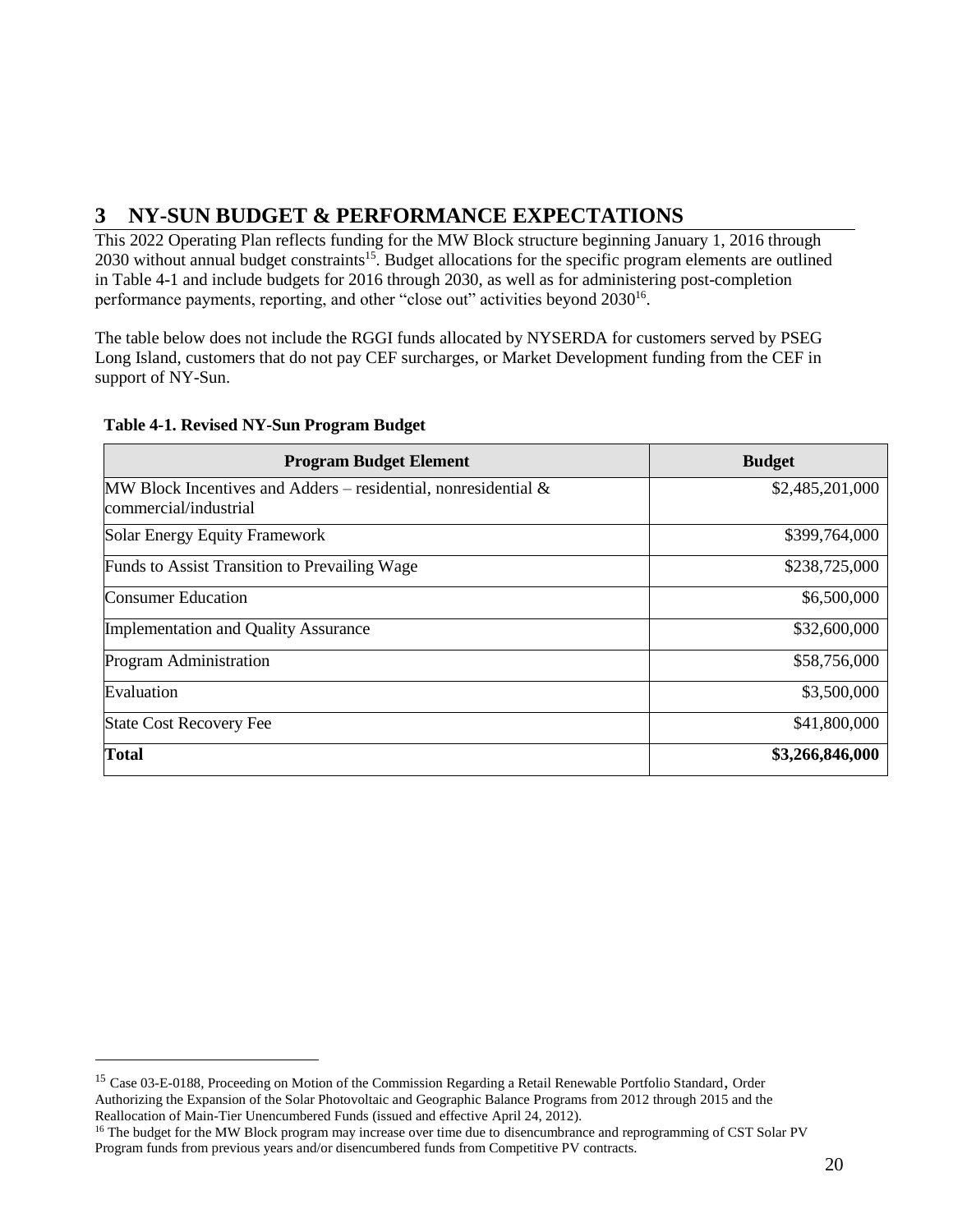# 3 NY-SUN BUDGET & PERFORMANCE EXPECTATIONS

This 2022 Operating Plan reflects funding for the MW Block structure beginning January 1, 2016 through 2030 without annual budget constraints[15]. Budget allocations for the specific program elements are outlined in Table 4-1 and include budgets for 2016 through 2030, as well as for administering post-completion performance payments, reporting, and other "close out" activities beyond 2030[16].

The table below does not include the RGGI funds allocated by NYSERDA for customers served by PSEG Long Island, customers that do not pay CEF surcharges, or Market Development funding from the CEF in support of NY-Sun.

**Table 4-1. Revised NY-Sun Program Budget**

| Program Budget Element | Budget |
|---|---|
| MW Block Incentives and Adders – residential, nonresidential & commercial/industrial | $2,485,201,000 |
| Solar Energy Equity Framework | $399,764,000 |
| Funds to Assist Transition to Prevailing Wage | $238,725,000 |
| Consumer Education | $6,500,000 |
| Implementation and Quality Assurance | $32,600,000 |
| Program Administration | $58,756,000 |
| Evaluation | $3,500,000 |
| State Cost Recovery Fee | $41,800,000 |
| **Total** | **$3,266,846,000** |

[15] Case 03-E-0188, Proceeding on Motion of the Commission Regarding a Retail Renewable Portfolio Standard, Order Authorizing the Expansion of the Solar Photovoltaic and Geographic Balance Programs from 2012 through 2015 and the Reallocation of Main-Tier Unencumbered Funds (issued and effective April 24, 2012).

[16] The budget for the MW Block program may increase over time due to disencumbrance and reprogramming of CST Solar PV Program funds from previous years and/or disencumbered funds from Competitive PV contracts.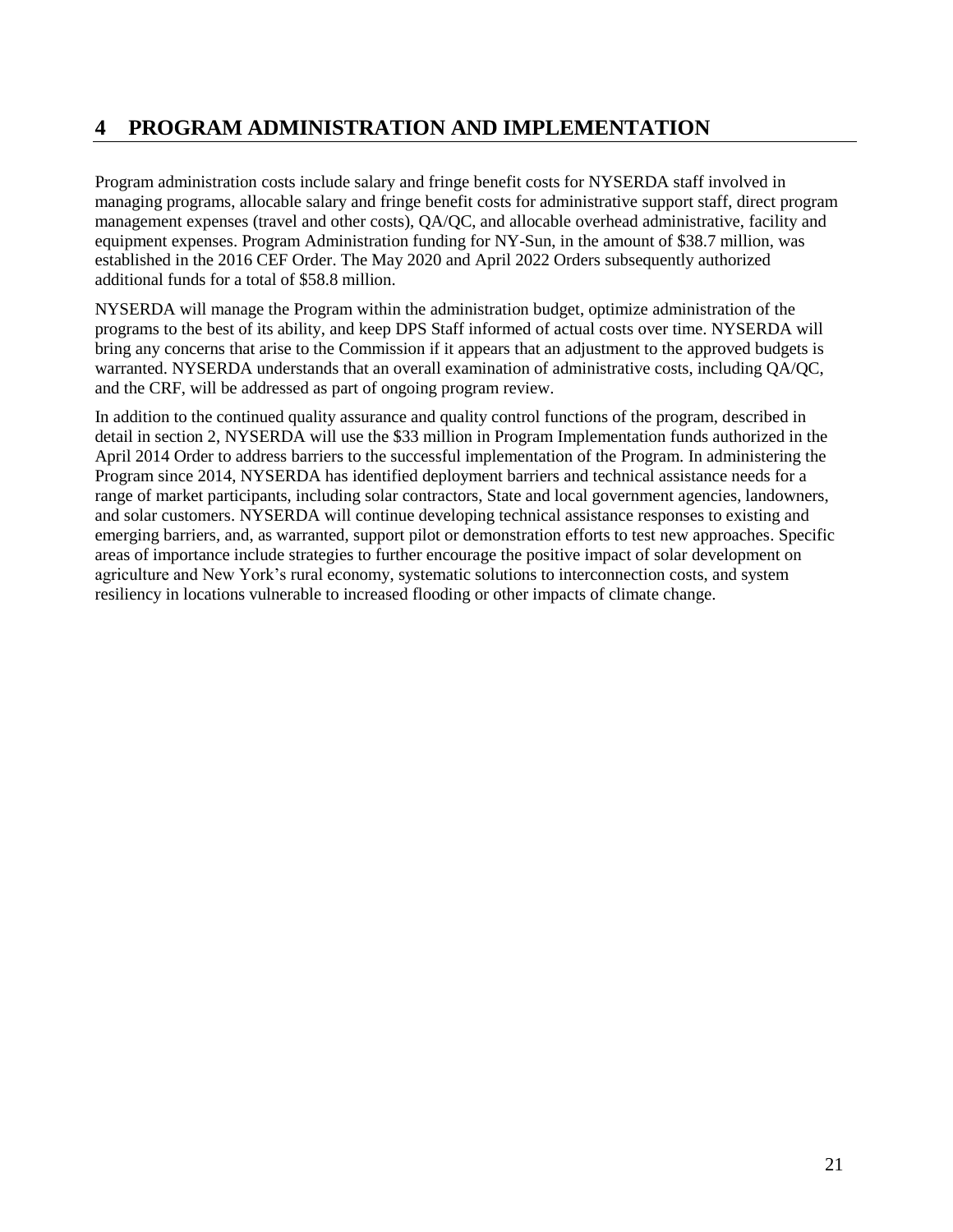# 4 PROGRAM ADMINISTRATION AND IMPLEMENTATION

Program administration costs include salary and fringe benefit costs for NYSERDA staff involved in managing programs, allocable salary and fringe benefit costs for administrative support staff, direct program management expenses (travel and other costs), QA/QC, and allocable overhead administrative, facility and equipment expenses. Program Administration funding for NY-Sun, in the amount of $38.7 million, was established in the 2016 CEF Order. The May 2020 and April 2022 Orders subsequently authorized additional funds for a total of $58.8 million.

NYSERDA will manage the Program within the administration budget, optimize administration of the programs to the best of its ability, and keep DPS Staff informed of actual costs over time. NYSERDA will bring any concerns that arise to the Commission if it appears that an adjustment to the approved budgets is warranted. NYSERDA understands that an overall examination of administrative costs, including QA/QC, and the CRF, will be addressed as part of ongoing program review.

In addition to the continued quality assurance and quality control functions of the program, described in detail in section 2, NYSERDA will use the $33 million in Program Implementation funds authorized in the April 2014 Order to address barriers to the successful implementation of the Program. In administering the Program since 2014, NYSERDA has identified deployment barriers and technical assistance needs for a range of market participants, including solar contractors, State and local government agencies, landowners, and solar customers. NYSERDA will continue developing technical assistance responses to existing and emerging barriers, and, as warranted, support pilot or demonstration efforts to test new approaches. Specific areas of importance include strategies to further encourage the positive impact of solar development on agriculture and New York's rural economy, systematic solutions to interconnection costs, and system resiliency in locations vulnerable to increased flooding or other impacts of climate change.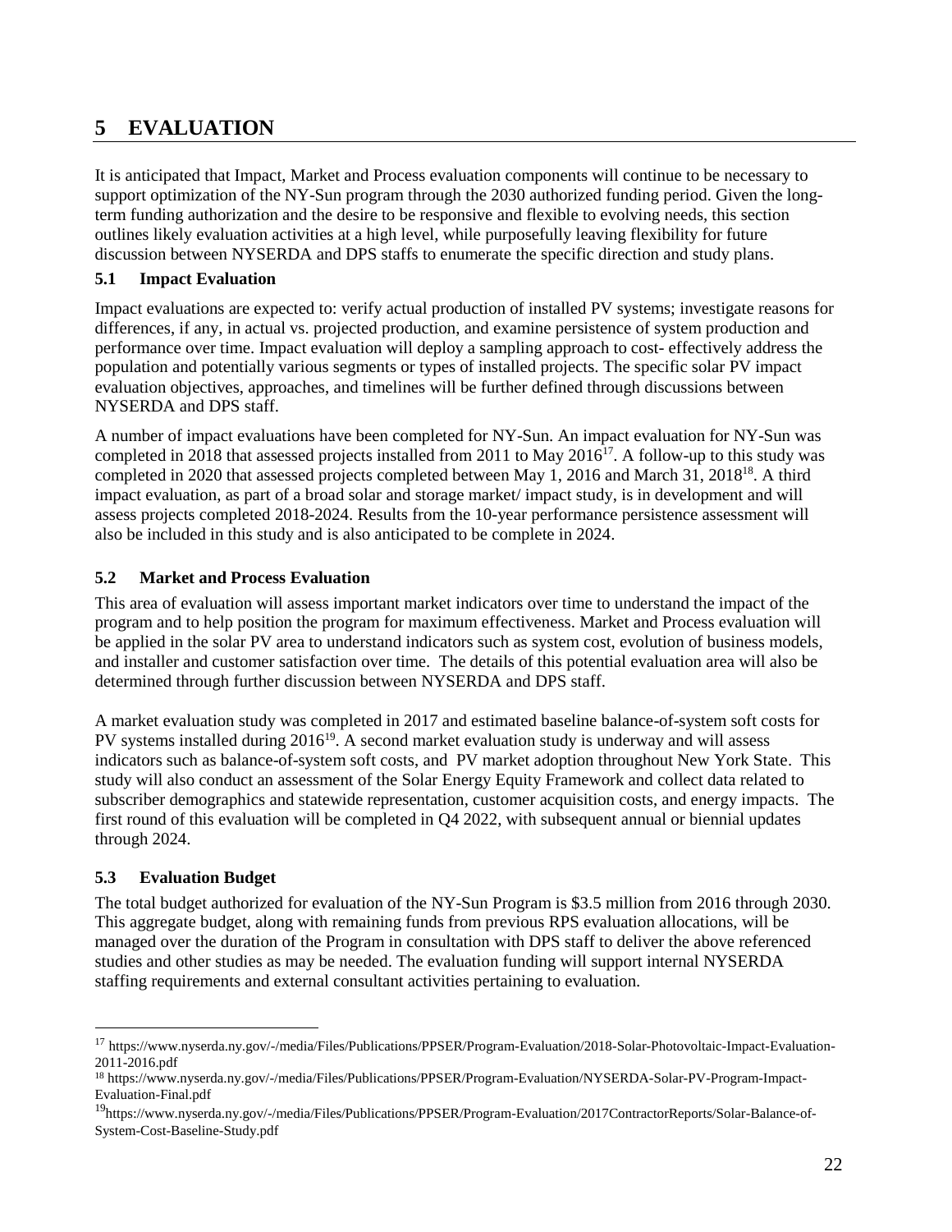# 5 EVALUATION

It is anticipated that Impact, Market and Process evaluation components will continue to be necessary to support optimization of the NY-Sun program through the 2030 authorized funding period. Given the long-term funding authorization and the desire to be responsive and flexible to evolving needs, this section outlines likely evaluation activities at a high level, while purposefully leaving flexibility for future discussion between NYSERDA and DPS staffs to enumerate the specific direction and study plans.

## 5.1 Impact Evaluation

Impact evaluations are expected to: verify actual production of installed PV systems; investigate reasons for differences, if any, in actual vs. projected production, and examine persistence of system production and performance over time. Impact evaluation will deploy a sampling approach to cost- effectively address the population and potentially various segments or types of installed projects. The specific solar PV impact evaluation objectives, approaches, and timelines will be further defined through discussions between NYSERDA and DPS staff.

A number of impact evaluations have been completed for NY-Sun. An impact evaluation for NY-Sun was completed in 2018 that assessed projects installed from 2011 to May 2016[17]. A follow-up to this study was completed in 2020 that assessed projects completed between May 1, 2016 and March 31, 2018[18]. A third impact evaluation, as part of a broad solar and storage market/ impact study, is in development and will assess projects completed 2018-2024. Results from the 10-year performance persistence assessment will also be included in this study and is also anticipated to be complete in 2024.

## 5.2 Market and Process Evaluation

This area of evaluation will assess important market indicators over time to understand the impact of the program and to help position the program for maximum effectiveness. Market and Process evaluation will be applied in the solar PV area to understand indicators such as system cost, evolution of business models, and installer and customer satisfaction over time. The details of this potential evaluation area will also be determined through further discussion between NYSERDA and DPS staff.

A market evaluation study was completed in 2017 and estimated baseline balance-of-system soft costs for PV systems installed during 2016[19]. A second market evaluation study is underway and will assess indicators such as balance-of-system soft costs, and PV market adoption throughout New York State. This study will also conduct an assessment of the Solar Energy Equity Framework and collect data related to subscriber demographics and statewide representation, customer acquisition costs, and energy impacts. The first round of this evaluation will be completed in Q4 2022, with subsequent annual or biennial updates through 2024.

## 5.3 Evaluation Budget

The total budget authorized for evaluation of the NY-Sun Program is $3.5 million from 2016 through 2030. This aggregate budget, along with remaining funds from previous RPS evaluation allocations, will be managed over the duration of the Program in consultation with DPS staff to deliver the above referenced studies and other studies as may be needed. The evaluation funding will support internal NYSERDA staffing requirements and external consultant activities pertaining to evaluation.

---

[17] https://www.nyserda.ny.gov/-/media/Files/Publications/PPSER/Program-Evaluation/2018-Solar-Photovoltaic-Impact-Evaluation-2011-2016.pdf

[18] https://www.nyserda.ny.gov/-/media/Files/Publications/PPSER/Program-Evaluation/NYSERDA-Solar-PV-Program-Impact-Evaluation-Final.pdf

[19] https://www.nyserda.ny.gov/-/media/Files/Publications/PPSER/Program-Evaluation/2017ContractorReports/Solar-Balance-of-System-Cost-Baseline-Study.pdf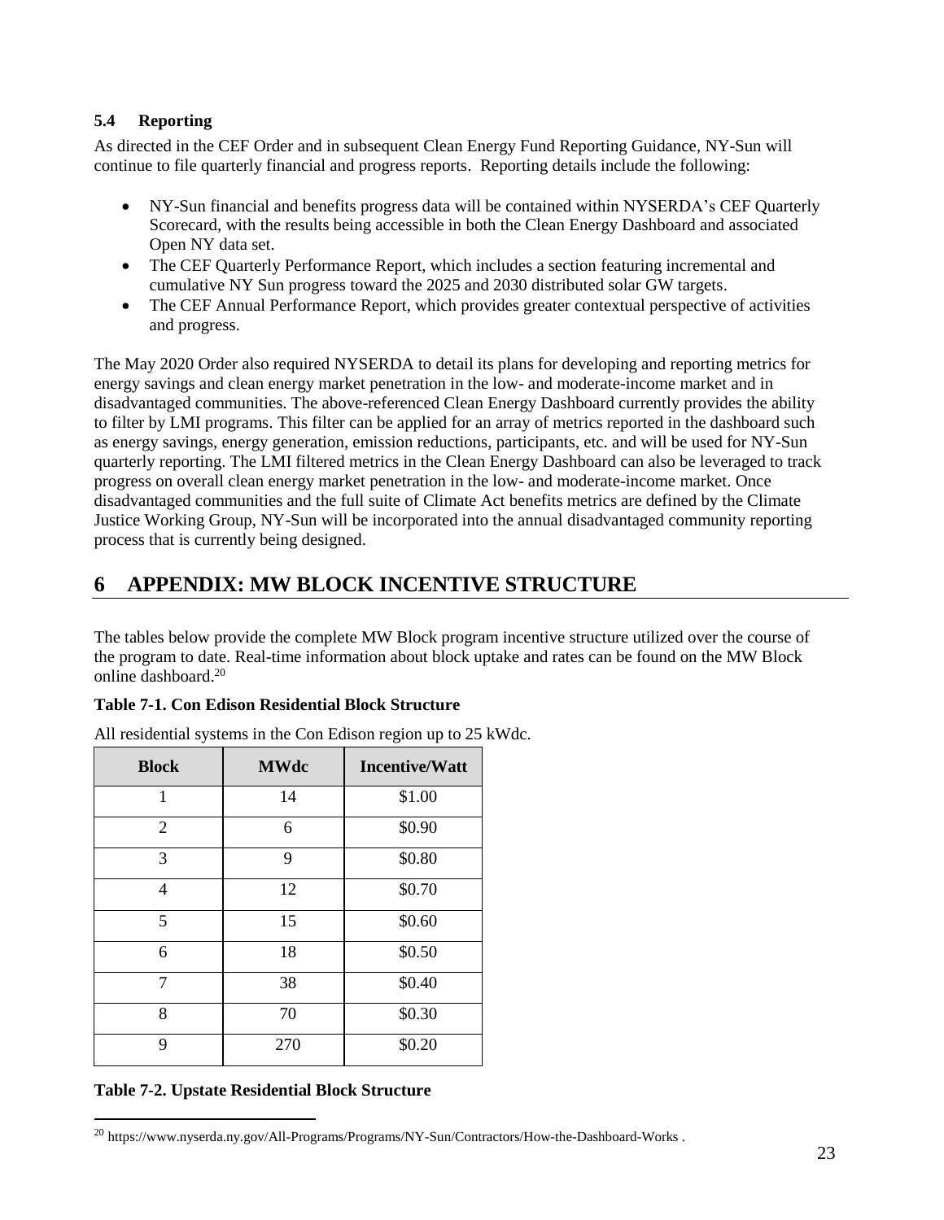### 5.4 Reporting

As directed in the CEF Order and in subsequent Clean Energy Fund Reporting Guidance, NY-Sun will continue to file quarterly financial and progress reports. Reporting details include the following:

- NY-Sun financial and benefits progress data will be contained within NYSERDA's CEF Quarterly Scorecard, with the results being accessible in both the Clean Energy Dashboard and associated Open NY data set.
- The CEF Quarterly Performance Report, which includes a section featuring incremental and cumulative NY Sun progress toward the 2025 and 2030 distributed solar GW targets.
- The CEF Annual Performance Report, which provides greater contextual perspective of activities and progress.

The May 2020 Order also required NYSERDA to detail its plans for developing and reporting metrics for energy savings and clean energy market penetration in the low- and moderate-income market and in disadvantaged communities. The above-referenced Clean Energy Dashboard currently provides the ability to filter by LMI programs. This filter can be applied for an array of metrics reported in the dashboard such as energy savings, energy generation, emission reductions, participants, etc. and will be used for NY-Sun quarterly reporting. The LMI filtered metrics in the Clean Energy Dashboard can also be leveraged to track progress on overall clean energy market penetration in the low- and moderate-income market. Once disadvantaged communities and the full suite of Climate Act benefits metrics are defined by the Climate Justice Working Group, NY-Sun will be incorporated into the annual disadvantaged community reporting process that is currently being designed.

# 6 APPENDIX: MW BLOCK INCENTIVE STRUCTURE

The tables below provide the complete MW Block program incentive structure utilized over the course of the program to date. Real-time information about block uptake and rates can be found on the MW Block online dashboard.[20]

**Table 7-1. Con Edison Residential Block Structure**

All residential systems in the Con Edison region up to 25 kWdc.

| Block | MWdc | Incentive/Watt |
|---|---|---|
| 1 | 14 | $1.00 |
| 2 | 6 | $0.90 |
| 3 | 9 | $0.80 |
| 4 | 12 | $0.70 |
| 5 | 15 | $0.60 |
| 6 | 18 | $0.50 |
| 7 | 38 | $0.40 |
| 8 | 70 | $0.30 |
| 9 | 270 | $0.20 |

**Table 7-2. Upstate Residential Block Structure**

[20] https://www.nyserda.ny.gov/All-Programs/Programs/NY-Sun/Contractors/How-the-Dashboard-Works .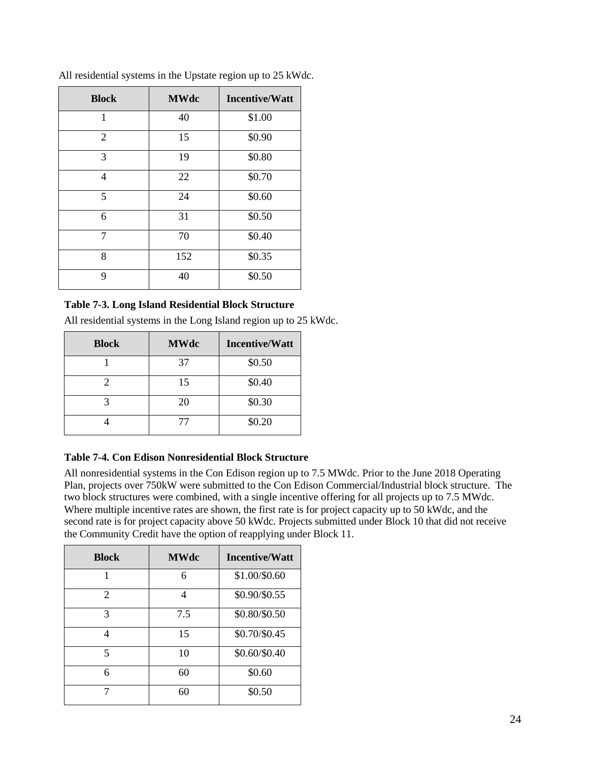All residential systems in the Upstate region up to 25 kWdc.

| Block | MWdc | Incentive/Watt |
|---|---|---|
| 1 | 40 | $1.00 |
| 2 | 15 | $0.90 |
| 3 | 19 | $0.80 |
| 4 | 22 | $0.70 |
| 5 | 24 | $0.60 |
| 6 | 31 | $0.50 |
| 7 | 70 | $0.40 |
| 8 | 152 | $0.35 |
| 9 | 40 | $0.50 |

**Table 7-3. Long Island Residential Block Structure**

All residential systems in the Long Island region up to 25 kWdc.

| Block | MWdc | Incentive/Watt |
|---|---|---|
| 1 | 37 | $0.50 |
| 2 | 15 | $0.40 |
| 3 | 20 | $0.30 |
| 4 | 77 | $0.20 |

**Table 7-4. Con Edison Nonresidential Block Structure**

All nonresidential systems in the Con Edison region up to 7.5 MWdc. Prior to the June 2018 Operating Plan, projects over 750kW were submitted to the Con Edison Commercial/Industrial block structure. The two block structures were combined, with a single incentive offering for all projects up to 7.5 MWdc. Where multiple incentive rates are shown, the first rate is for project capacity up to 50 kWdc, and the second rate is for project capacity above 50 kWdc. Projects submitted under Block 10 that did not receive the Community Credit have the option of reapplying under Block 11.

| Block | MWdc | Incentive/Watt |
|---|---|---|
| 1 | 6 | $1.00/$0.60 |
| 2 | 4 | $0.90/$0.55 |
| 3 | 7.5 | $0.80/$0.50 |
| 4 | 15 | $0.70/$0.45 |
| 5 | 10 | $0.60/$0.40 |
| 6 | 60 | $0.60 |
| 7 | 60 | $0.50 |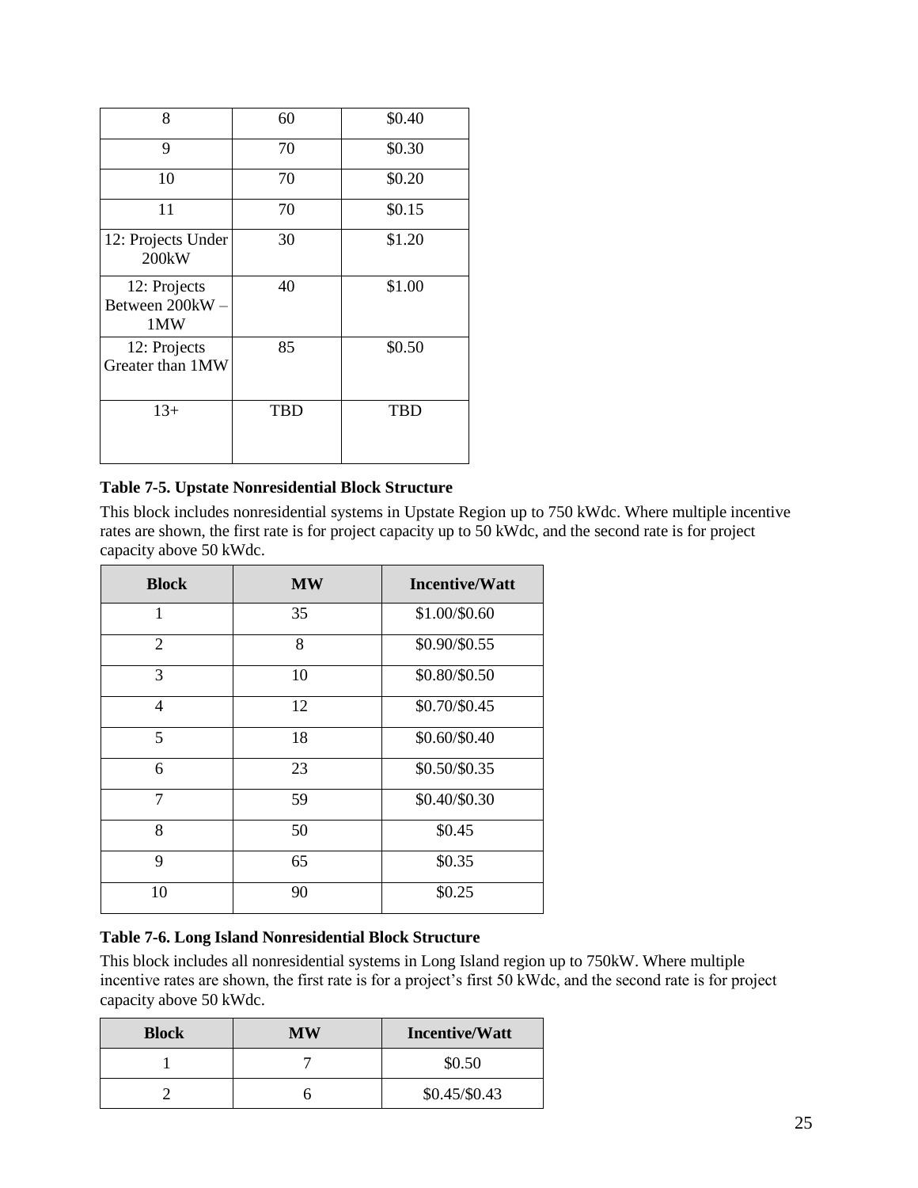| | | |
|---|---|---|
| 8 | 60 | $0.40 |
| 9 | 70 | $0.30 |
| 10 | 70 | $0.20 |
| 11 | 70 | $0.15 |
| 12: Projects Under 200kW | 30 | $1.20 |
| 12: Projects Between 200kW – 1MW | 40 | $1.00 |
| 12: Projects Greater than 1MW | 85 | $0.50 |
| 13+ | TBD | TBD |

**Table 7-5. Upstate Nonresidential Block Structure**

This block includes nonresidential systems in Upstate Region up to 750 kWdc. Where multiple incentive rates are shown, the first rate is for project capacity up to 50 kWdc, and the second rate is for project capacity above 50 kWdc.

| Block | MW | Incentive/Watt |
|---|---|---|
| 1 | 35 | $1.00/$0.60 |
| 2 | 8 | $0.90/$0.55 |
| 3 | 10 | $0.80/$0.50 |
| 4 | 12 | $0.70/$0.45 |
| 5 | 18 | $0.60/$0.40 |
| 6 | 23 | $0.50/$0.35 |
| 7 | 59 | $0.40/$0.30 |
| 8 | 50 | $0.45 |
| 9 | 65 | $0.35 |
| 10 | 90 | $0.25 |

**Table 7-6. Long Island Nonresidential Block Structure**

This block includes all nonresidential systems in Long Island region up to 750kW. Where multiple incentive rates are shown, the first rate is for a project's first 50 kWdc, and the second rate is for project capacity above 50 kWdc.

| Block | MW | Incentive/Watt |
|---|---|---|
| 1 | 7 | $0.50 |
| 2 | 6 | $0.45/$0.43 |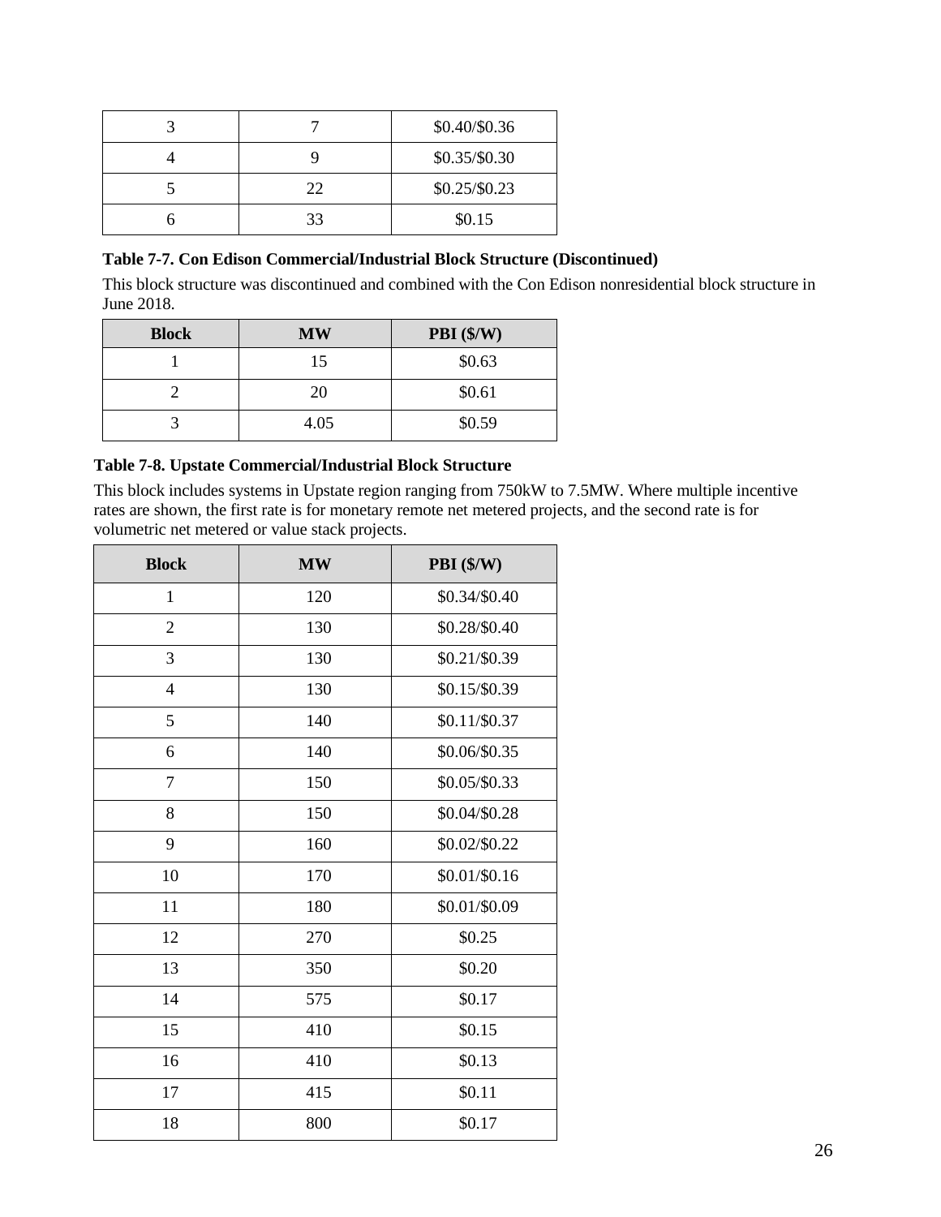| | | |
|---|---|---|
| 3 | 7 | $0.40/$0.36 |
| 4 | 9 | $0.35/$0.30 |
| 5 | 22 | $0.25/$0.23 |
| 6 | 33 | $0.15 |

**Table 7-7. Con Edison Commercial/Industrial Block Structure (Discontinued)**

This block structure was discontinued and combined with the Con Edison nonresidential block structure in June 2018.

| Block | MW | PBI ($/W) |
|---|---|---|
| 1 | 15 | $0.63 |
| 2 | 20 | $0.61 |
| 3 | 4.05 | $0.59 |

**Table 7-8. Upstate Commercial/Industrial Block Structure**

This block includes systems in Upstate region ranging from 750kW to 7.5MW. Where multiple incentive rates are shown, the first rate is for monetary remote net metered projects, and the second rate is for volumetric net metered or value stack projects.

| Block | MW | PBI ($/W) |
|---|---|---|
| 1 | 120 | $0.34/$0.40 |
| 2 | 130 | $0.28/$0.40 |
| 3 | 130 | $0.21/$0.39 |
| 4 | 130 | $0.15/$0.39 |
| 5 | 140 | $0.11/$0.37 |
| 6 | 140 | $0.06/$0.35 |
| 7 | 150 | $0.05/$0.33 |
| 8 | 150 | $0.04/$0.28 |
| 9 | 160 | $0.02/$0.22 |
| 10 | 170 | $0.01/$0.16 |
| 11 | 180 | $0.01/$0.09 |
| 12 | 270 | $0.25 |
| 13 | 350 | $0.20 |
| 14 | 575 | $0.17 |
| 15 | 410 | $0.15 |
| 16 | 410 | $0.13 |
| 17 | 415 | $0.11 |
| 18 | 800 | $0.17 |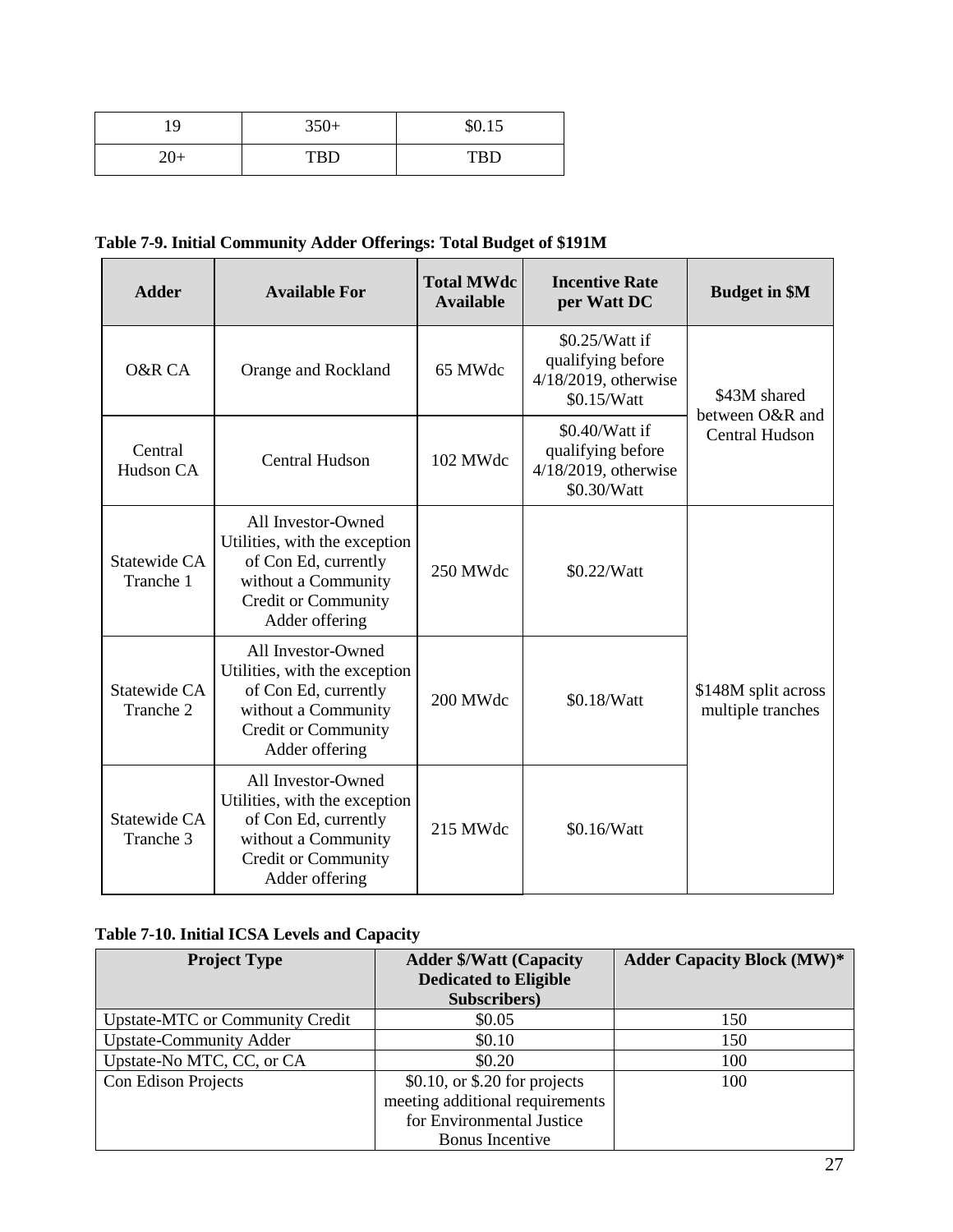| 19 | 350+ | $0.15 |
|---|---|---|
| 20+ | TBD | TBD |

**Table 7-9. Initial Community Adder Offerings: Total Budget of $191M**

| Adder | Available For | Total MWdc Available | Incentive Rate per Watt DC | Budget in $M |
|---|---|---|---|---|
| O&R CA | Orange and Rockland | 65 MWdc | $0.25/Watt if qualifying before 4/18/2019, otherwise $0.15/Watt | $43M shared between O&R and Central Hudson |
| Central Hudson CA | Central Hudson | 102 MWdc | $0.40/Watt if qualifying before 4/18/2019, otherwise $0.30/Watt | |
| Statewide CA Tranche 1 | All Investor-Owned Utilities, with the exception of Con Ed, currently without a Community Credit or Community Adder offering | 250 MWdc | $0.22/Watt | $148M split across multiple tranches |
| Statewide CA Tranche 2 | All Investor-Owned Utilities, with the exception of Con Ed, currently without a Community Credit or Community Adder offering | 200 MWdc | $0.18/Watt | |
| Statewide CA Tranche 3 | All Investor-Owned Utilities, with the exception of Con Ed, currently without a Community Credit or Community Adder offering | 215 MWdc | $0.16/Watt | |

**Table 7-10. Initial ICSA Levels and Capacity**

| Project Type | Adder $/Watt (Capacity Dedicated to Eligible Subscribers) | Adder Capacity Block (MW)* |
|---|---|---|
| Upstate-MTC or Community Credit | $0.05 | 150 |
| Upstate-Community Adder | $0.10 | 150 |
| Upstate-No MTC, CC, or CA | $0.20 | 100 |
| Con Edison Projects | $0.10, or $.20 for projects meeting additional requirements for Environmental Justice Bonus Incentive | 100 |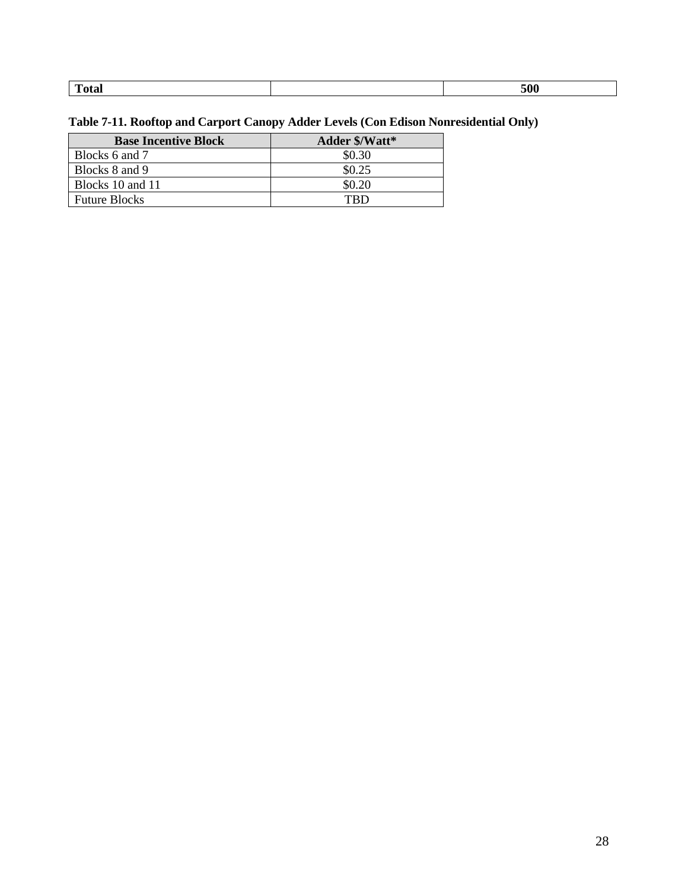| | | |
|---|---|---|
| **Total** | | **500** |

**Table 7-11. Rooftop and Carport Canopy Adder Levels (Con Edison Nonresidential Only)**

| Base Incentive Block | Adder $/Watt* |
|---|---|
| Blocks 6 and 7 | $0.30 |
| Blocks 8 and 9 | $0.25 |
| Blocks 10 and 11 | $0.20 |
| Future Blocks | TBD |